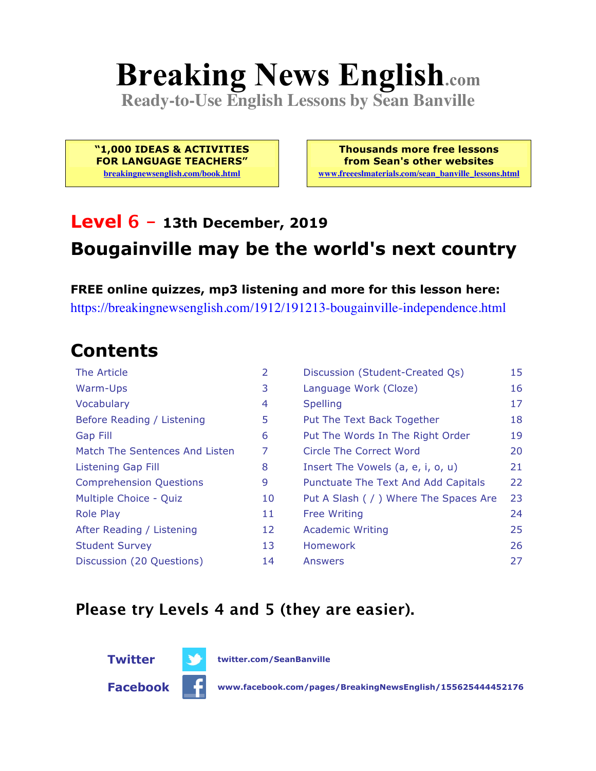# Breaking News English.com

**Ready-to-Use English Lessons by Sean Banville**

**"1,000 IDEAS & ACTIVITIES FOR LANGUAGE TEACHERS"**
breakingnewsenglish.com/book.html

**Thousands more free lessons from Sean's other websites**
www.freeeslmaterials.com/sean_banville_lessons.html

## Level 6 – 13th December, 2019

## Bougainville may be the world's next country

**FREE online quizzes, mp3 listening and more for this lesson here:**
https://breakingnewsenglish.com/1912/191213-bougainville-independence.html

## Contents

| | | | |
|---|---|---|---|
| The Article | 2 | Discussion (Student-Created Qs) | 15 |
| Warm-Ups | 3 | Language Work (Cloze) | 16 |
| Vocabulary | 4 | Spelling | 17 |
| Before Reading / Listening | 5 | Put The Text Back Together | 18 |
| Gap Fill | 6 | Put The Words In The Right Order | 19 |
| Match The Sentences And Listen | 7 | Circle The Correct Word | 20 |
| Listening Gap Fill | 8 | Insert The Vowels (a, e, i, o, u) | 21 |
| Comprehension Questions | 9 | Punctuate The Text And Add Capitals | 22 |
| Multiple Choice - Quiz | 10 | Put A Slash ( / ) Where The Spaces Are | 23 |
| Role Play | 11 | Free Writing | 24 |
| After Reading / Listening | 12 | Academic Writing | 25 |
| Student Survey | 13 | Homework | 26 |
| Discussion (20 Questions) | 14 | Answers | 27 |

### Please try Levels 4 and 5 (they are easier).

**Twitter** twitter.com/SeanBanville

**Facebook** www.facebook.com/pages/BreakingNewsEnglish/155625444452176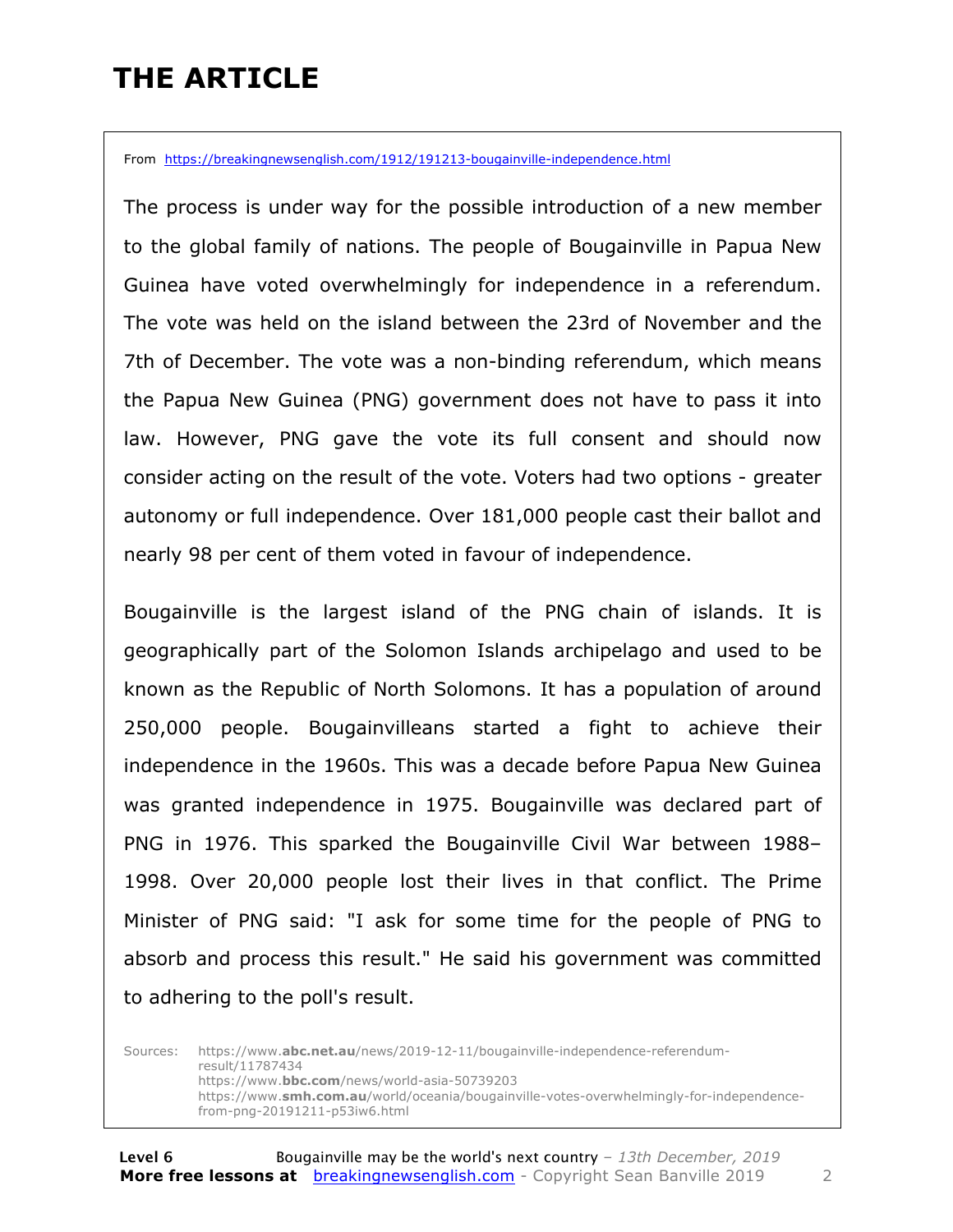# THE ARTICLE

From https://breakingnewsenglish.com/1912/191213-bougainville-independence.html

The process is under way for the possible introduction of a new member to the global family of nations. The people of Bougainville in Papua New Guinea have voted overwhelmingly for independence in a referendum. The vote was held on the island between the 23rd of November and the 7th of December. The vote was a non-binding referendum, which means the Papua New Guinea (PNG) government does not have to pass it into law. However, PNG gave the vote its full consent and should now consider acting on the result of the vote. Voters had two options - greater autonomy or full independence. Over 181,000 people cast their ballot and nearly 98 per cent of them voted in favour of independence.

Bougainville is the largest island of the PNG chain of islands. It is geographically part of the Solomon Islands archipelago and used to be known as the Republic of North Solomons. It has a population of around 250,000 people. Bougainvilleans started a fight to achieve their independence in the 1960s. This was a decade before Papua New Guinea was granted independence in 1975. Bougainville was declared part of PNG in 1976. This sparked the Bougainville Civil War between 1988–1998. Over 20,000 people lost their lives in that conflict. The Prime Minister of PNG said: "I ask for some time for the people of PNG to absorb and process this result." He said his government was committed to adhering to the poll's result.

Sources:
https://www.abc.net.au/news/2019-12-11/bougainville-independence-referendum-result/11787434
https://www.bbc.com/news/world-asia-50739203
https://www.smh.com.au/world/oceania/bougainville-votes-overwhelmingly-for-independence-from-png-20191211-p53iw6.html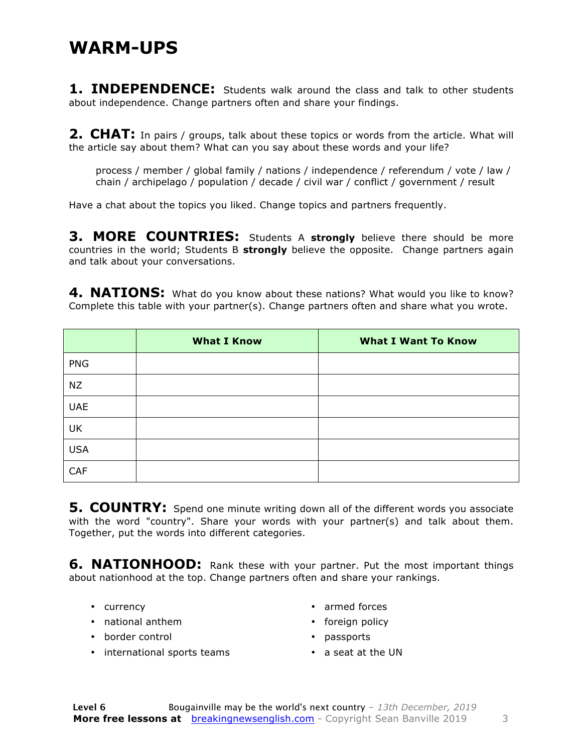# WARM-UPS

**1. INDEPENDENCE:** Students walk around the class and talk to other students about independence. Change partners often and share your findings.

**2. CHAT:** In pairs / groups, talk about these topics or words from the article. What will the article say about them? What can you say about these words and your life?

process / member / global family / nations / independence / referendum / vote / law / chain / archipelago / population / decade / civil war / conflict / government / result

Have a chat about the topics you liked. Change topics and partners frequently.

**3. MORE COUNTRIES:** Students A **strongly** believe there should be more countries in the world; Students B **strongly** believe the opposite. Change partners again and talk about your conversations.

**4. NATIONS:** What do you know about these nations? What would you like to know? Complete this table with your partner(s). Change partners often and share what you wrote.

| | What I Know | What I Want To Know |
|---|---|---|
| PNG | | |
| NZ | | |
| UAE | | |
| UK | | |
| USA | | |
| CAF | | |

**5. COUNTRY:** Spend one minute writing down all of the different words you associate with the word "country". Share your words with your partner(s) and talk about them. Together, put the words into different categories.

**6. NATIONHOOD:** Rank these with your partner. Put the most important things about nationhood at the top. Change partners often and share your rankings.

- currency
- national anthem
- border control
- international sports teams
- armed forces
- foreign policy
- passports
- a seat at the UN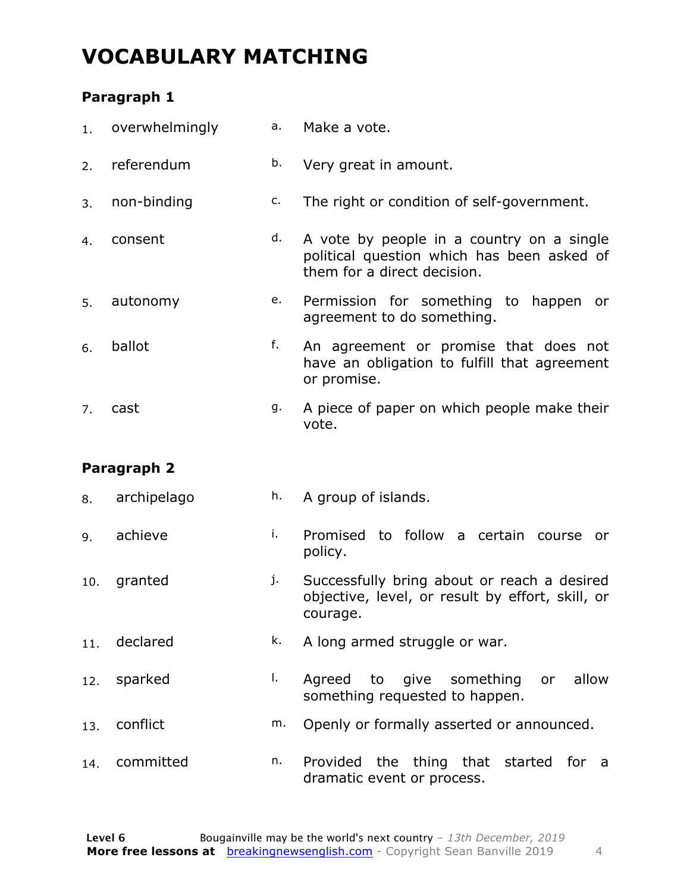# VOCABULARY MATCHING

### Paragraph 1

| | | | |
|---|---|---|---|
| 1. | overwhelmingly | a. | Make a vote. |
| 2. | referendum | b. | Very great in amount. |
| 3. | non-binding | c. | The right or condition of self-government. |
| 4. | consent | d. | A vote by people in a country on a single political question which has been asked of them for a direct decision. |
| 5. | autonomy | e. | Permission for something to happen or agreement to do something. |
| 6. | ballot | f. | An agreement or promise that does not have an obligation to fulfill that agreement or promise. |
| 7. | cast | g. | A piece of paper on which people make their vote. |

### Paragraph 2

| | | | |
|---|---|---|---|
| 8. | archipelago | h. | A group of islands. |
| 9. | achieve | i. | Promised to follow a certain course or policy. |
| 10. | granted | j. | Successfully bring about or reach a desired objective, level, or result by effort, skill, or courage. |
| 11. | declared | k. | A long armed struggle or war. |
| 12. | sparked | l. | Agreed to give something or allow something requested to happen. |
| 13. | conflict | m. | Openly or formally asserted or announced. |
| 14. | committed | n. | Provided the thing that started for a dramatic event or process. |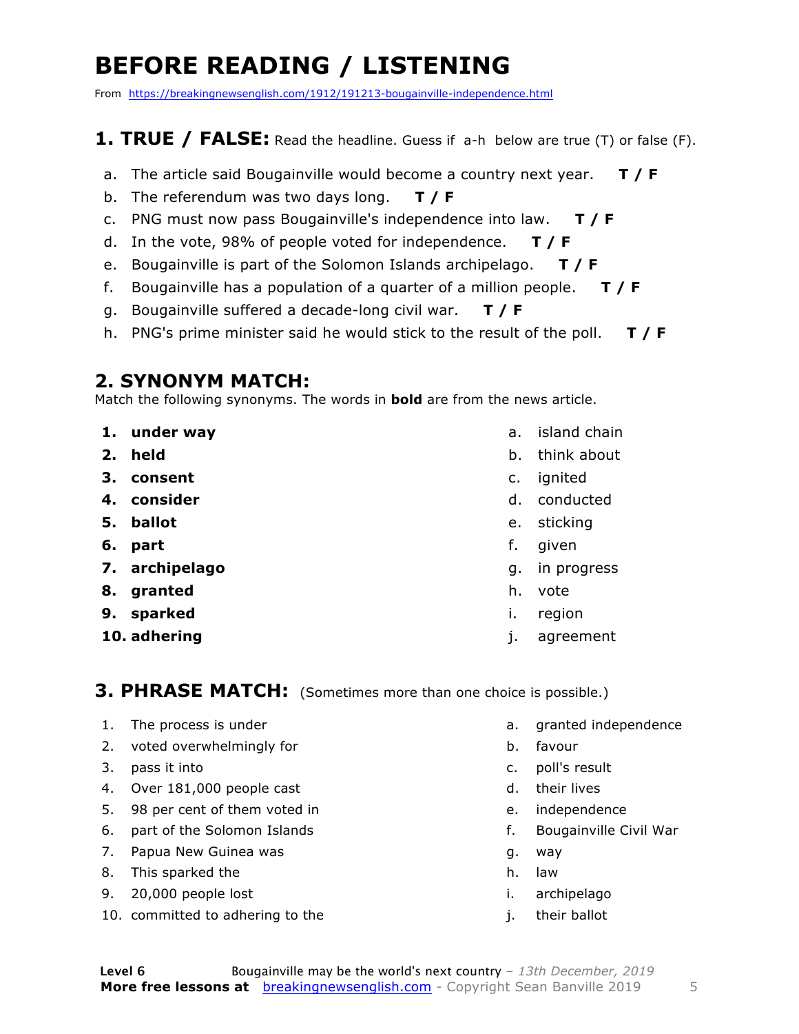# BEFORE READING / LISTENING

From https://breakingnewsenglish.com/1912/191213-bougainville-independence.html

## 1. TRUE / FALSE: Read the headline. Guess if a-h below are true (T) or false (F).

a. The article said Bougainville would become a country next year. **T / F**

b. The referendum was two days long. **T / F**

c. PNG must now pass Bougainville's independence into law. **T / F**

d. In the vote, 98% of people voted for independence. **T / F**

e. Bougainville is part of the Solomon Islands archipelago. **T / F**

f. Bougainville has a population of a quarter of a million people. **T / F**

g. Bougainville suffered a decade-long civil war. **T / F**

h. PNG's prime minister said he would stick to the result of the poll. **T / F**

## 2. SYNONYM MATCH:

Match the following synonyms. The words in **bold** are from the news article.

1. **under way**
2. **held**
3. **consent**
4. **consider**
5. **ballot**
6. **part**
7. **archipelago**
8. **granted**
9. **sparked**
10. **adhering**

a. island chain
b. think about
c. ignited
d. conducted
e. sticking
f. given
g. in progress
h. vote
i. region
j. agreement

## 3. PHRASE MATCH: (Sometimes more than one choice is possible.)

1. The process is under
2. voted overwhelmingly for
3. pass it into
4. Over 181,000 people cast
5. 98 per cent of them voted in
6. part of the Solomon Islands
7. Papua New Guinea was
8. This sparked the
9. 20,000 people lost
10. committed to adhering to the

a. granted independence
b. favour
c. poll's result
d. their lives
e. independence
f. Bougainville Civil War
g. way
h. law
i. archipelago
j. their ballot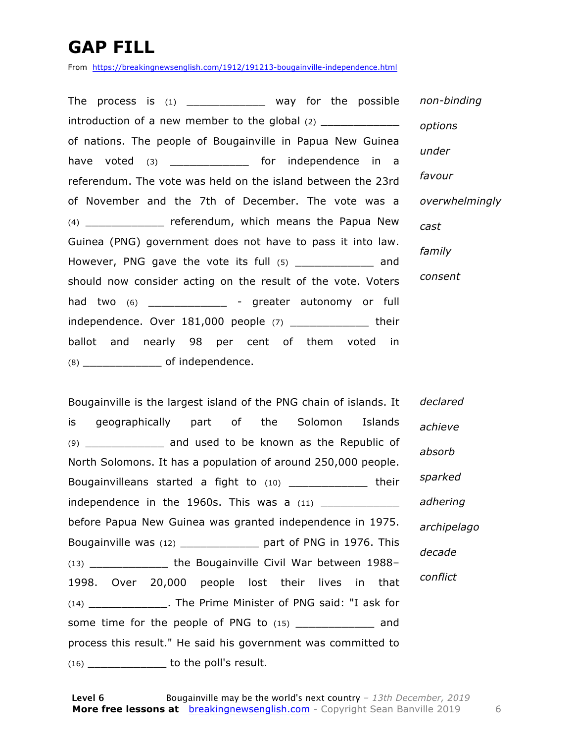# GAP FILL

From https://breakingnewsenglish.com/1912/191213-bougainville-independence.html

The process is (1) ____________ way for the possible introduction of a new member to the global (2) ____________ of nations. The people of Bougainville in Papua New Guinea have voted (3) ____________ for independence in a referendum. The vote was held on the island between the 23rd of November and the 7th of December. The vote was a (4) ____________ referendum, which means the Papua New Guinea (PNG) government does not have to pass it into law. However, PNG gave the vote its full (5) ____________ and should now consider acting on the result of the vote. Voters had two (6) ____________ - greater autonomy or full independence. Over 181,000 people (7) ____________ their ballot and nearly 98 per cent of them voted in (8) ____________ of independence.

*non-binding*

*options*

*under*

*favour*

*overwhelmingly*

*cast*

*family*

*consent*

Bougainville is the largest island of the PNG chain of islands. It is geographically part of the Solomon Islands (9) ____________ and used to be known as the Republic of North Solomons. It has a population of around 250,000 people. Bougainvilleans started a fight to (10) ____________ their independence in the 1960s. This was a (11) ____________ before Papua New Guinea was granted independence in 1975. Bougainville was (12) ____________ part of PNG in 1976. This (13) ____________ the Bougainville Civil War between 1988–1998. Over 20,000 people lost their lives in that (14) ____________. The Prime Minister of PNG said: "I ask for some time for the people of PNG to (15) ____________ and process this result." He said his government was committed to (16) ____________ to the poll's result.

*declared*

*achieve*

*absorb*

*sparked*

*adhering*

*archipelago*

*decade*

*conflict*

**Level 6** Bougainville may be the world's next country – *13th December, 2019*

**More free lessons at** breakingnewsenglish.com - Copyright Sean Banville 2019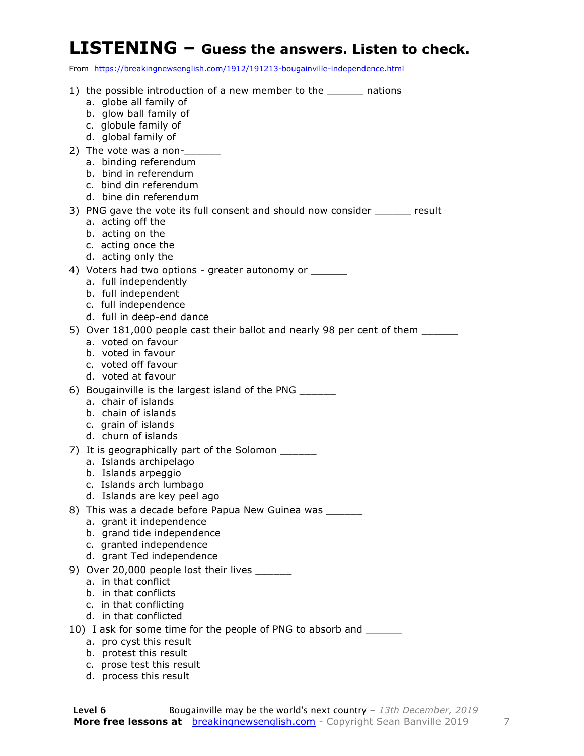# LISTENING – Guess the answers. Listen to check.

From https://breakingnewsenglish.com/1912/191213-bougainville-independence.html

1) the possible introduction of a new member to the ______ nations
   a. globe all family of
   b. glow ball family of
   c. globule family of
   d. global family of

2) The vote was a non-______
   a. binding referendum
   b. bind in referendum
   c. bind din referendum
   d. bine din referendum

3) PNG gave the vote its full consent and should now consider ______ result
   a. acting off the
   b. acting on the
   c. acting once the
   d. acting only the

4) Voters had two options - greater autonomy or ______
   a. full independently
   b. full independent
   c. full independence
   d. full in deep-end dance

5) Over 181,000 people cast their ballot and nearly 98 per cent of them ______
   a. voted on favour
   b. voted in favour
   c. voted off favour
   d. voted at favour

6) Bougainville is the largest island of the PNG ______
   a. chair of islands
   b. chain of islands
   c. grain of islands
   d. churn of islands

7) It is geographically part of the Solomon ______
   a. Islands archipelago
   b. Islands arpeggio
   c. Islands arch lumbago
   d. Islands are key peel ago

8) This was a decade before Papua New Guinea was ______
   a. grant it independence
   b. grand tide independence
   c. granted independence
   d. grant Ted independence

9) Over 20,000 people lost their lives ______
   a. in that conflict
   b. in that conflicts
   c. in that conflicting
   d. in that conflicted

10) I ask for some time for the people of PNG to absorb and ______
   a. pro cyst this result
   b. protest this result
   c. prose test this result
   d. process this result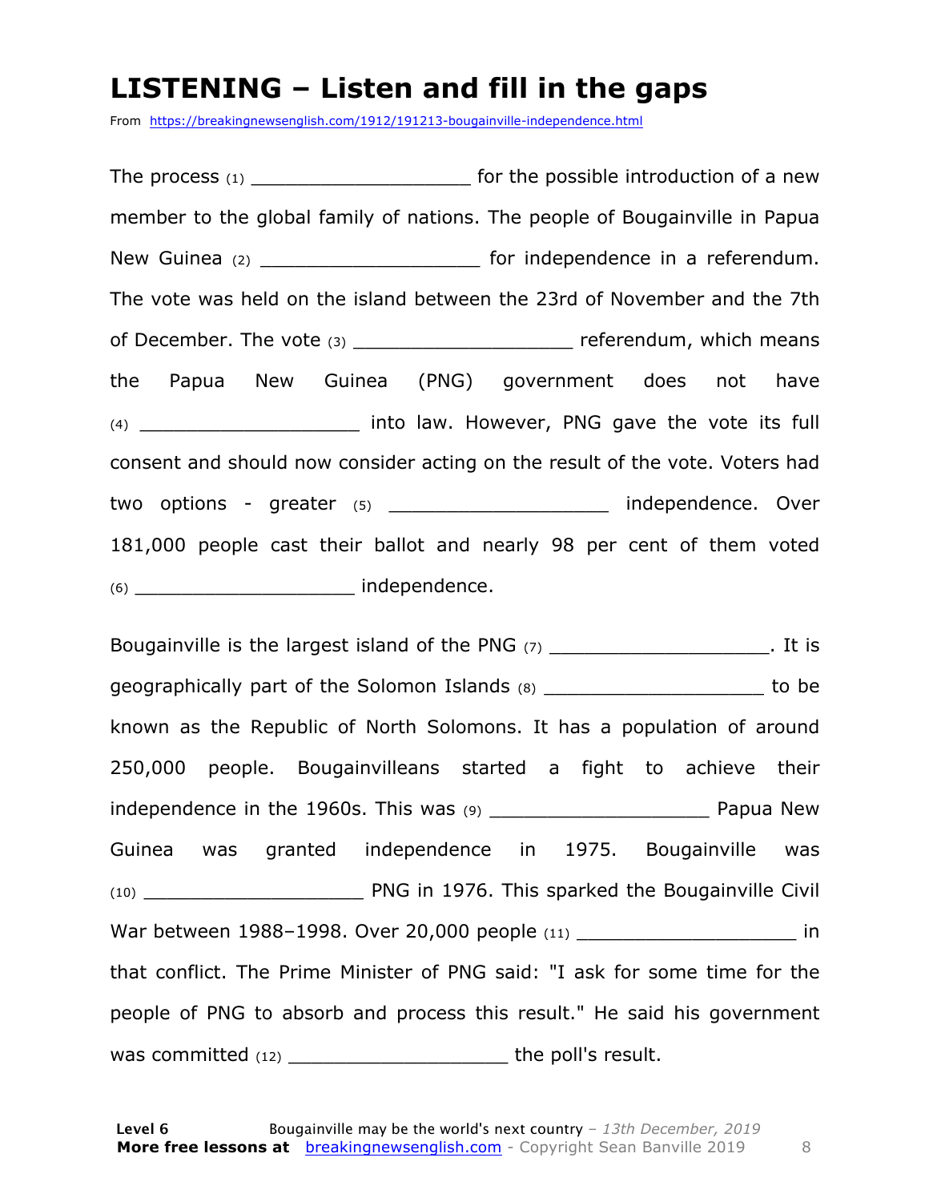# LISTENING – Listen and fill in the gaps

From https://breakingnewsenglish.com/1912/191213-bougainville-independence.html

The process (1) ___________________ for the possible introduction of a new member to the global family of nations. The people of Bougainville in Papua New Guinea (2) ___________________ for independence in a referendum. The vote was held on the island between the 23rd of November and the 7th of December. The vote (3) ___________________ referendum, which means the Papua New Guinea (PNG) government does not have (4) ___________________ into law. However, PNG gave the vote its full consent and should now consider acting on the result of the vote. Voters had two options - greater (5) ___________________ independence. Over 181,000 people cast their ballot and nearly 98 per cent of them voted (6) ___________________ independence.

Bougainville is the largest island of the PNG (7) ___________________. It is geographically part of the Solomon Islands (8) ___________________ to be known as the Republic of North Solomons. It has a population of around 250,000 people. Bougainvilleans started a fight to achieve their independence in the 1960s. This was (9) ___________________ Papua New Guinea was granted independence in 1975. Bougainville was (10) ___________________ PNG in 1976. This sparked the Bougainville Civil War between 1988–1998. Over 20,000 people (11) ___________________ in that conflict. The Prime Minister of PNG said: "I ask for some time for the people of PNG to absorb and process this result." He said his government was committed (12) ___________________ the poll's result.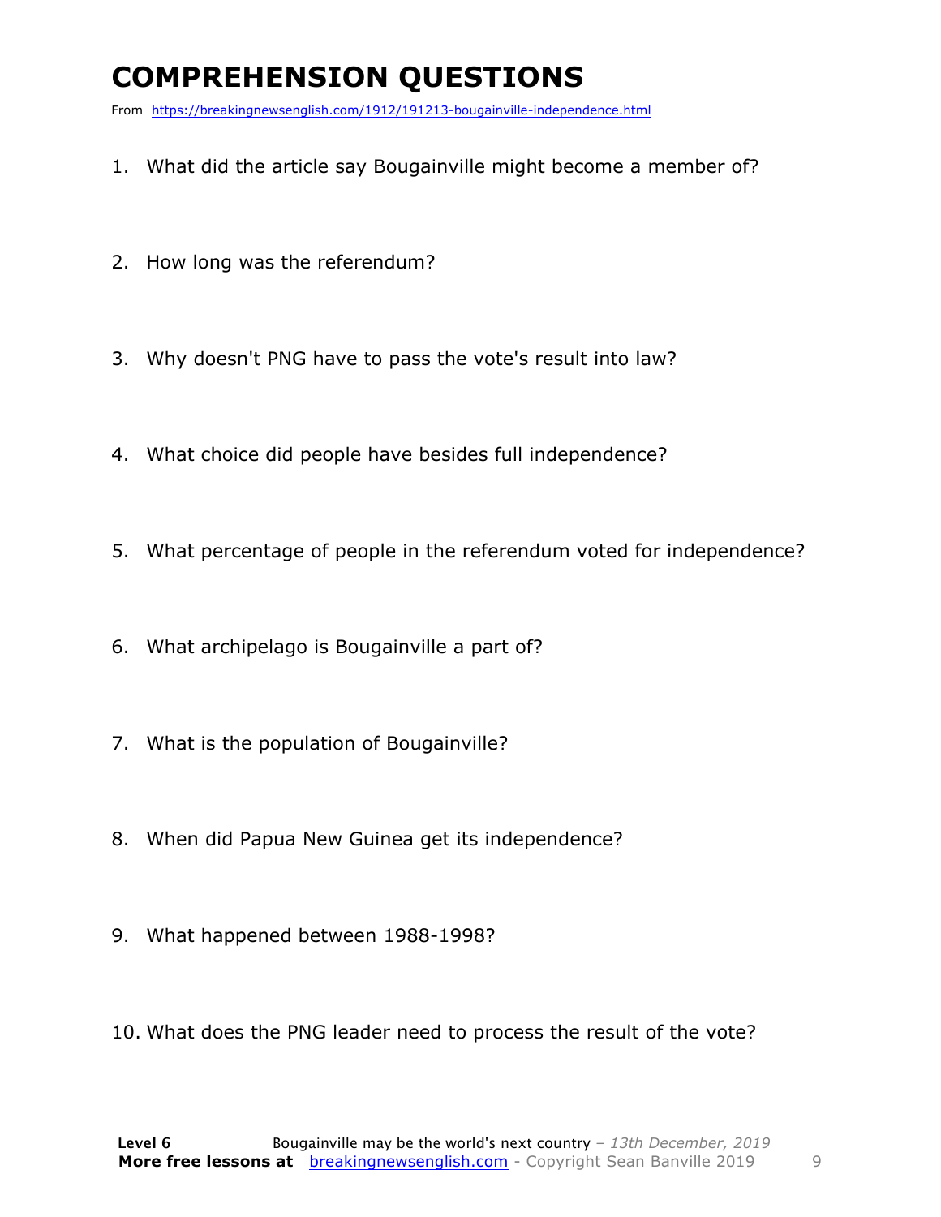# COMPREHENSION QUESTIONS

From https://breakingnewsenglish.com/1912/191213-bougainville-independence.html

1. What did the article say Bougainville might become a member of?

2. How long was the referendum?

3. Why doesn't PNG have to pass the vote's result into law?

4. What choice did people have besides full independence?

5. What percentage of people in the referendum voted for independence?

6. What archipelago is Bougainville a part of?

7. What is the population of Bougainville?

8. When did Papua New Guinea get its independence?

9. What happened between 1988-1998?

10. What does the PNG leader need to process the result of the vote?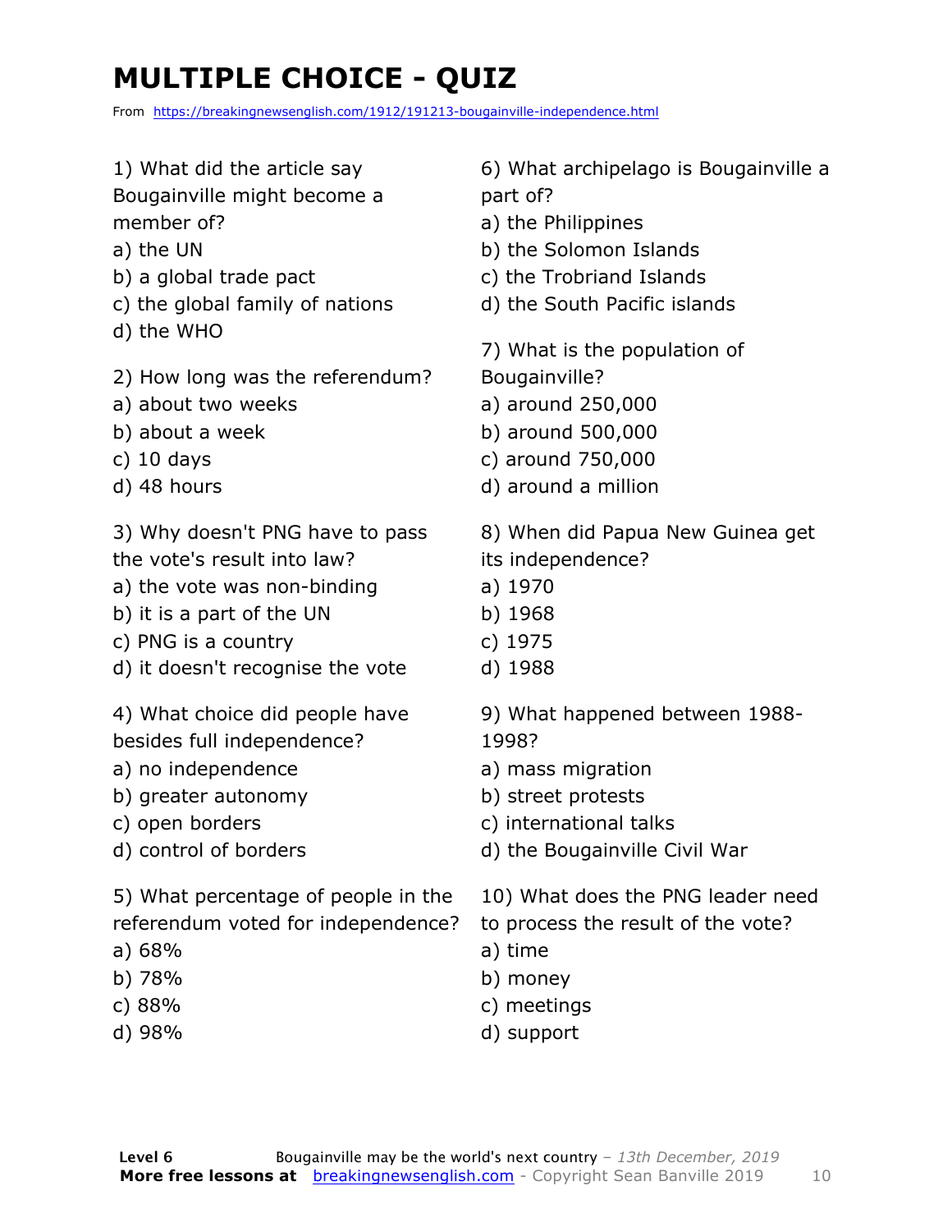# MULTIPLE CHOICE - QUIZ

From https://breakingnewsenglish.com/1912/191213-bougainville-independence.html

1) What did the article say Bougainville might become a member of?
a) the UN
b) a global trade pact
c) the global family of nations
d) the WHO

2) How long was the referendum?
a) about two weeks
b) about a week
c) 10 days
d) 48 hours

3) Why doesn't PNG have to pass the vote's result into law?
a) the vote was non-binding
b) it is a part of the UN
c) PNG is a country
d) it doesn't recognise the vote

4) What choice did people have besides full independence?
a) no independence
b) greater autonomy
c) open borders
d) control of borders

5) What percentage of people in the referendum voted for independence?
a) 68%
b) 78%
c) 88%
d) 98%

6) What archipelago is Bougainville a part of?
a) the Philippines
b) the Solomon Islands
c) the Trobriand Islands
d) the South Pacific islands

7) What is the population of Bougainville?
a) around 250,000
b) around 500,000
c) around 750,000
d) around a million

8) When did Papua New Guinea get its independence?
a) 1970
b) 1968
c) 1975
d) 1988

9) What happened between 1988-1998?
a) mass migration
b) street protests
c) international talks
d) the Bougainville Civil War

10) What does the PNG leader need to process the result of the vote?
a) time
b) money
c) meetings
d) support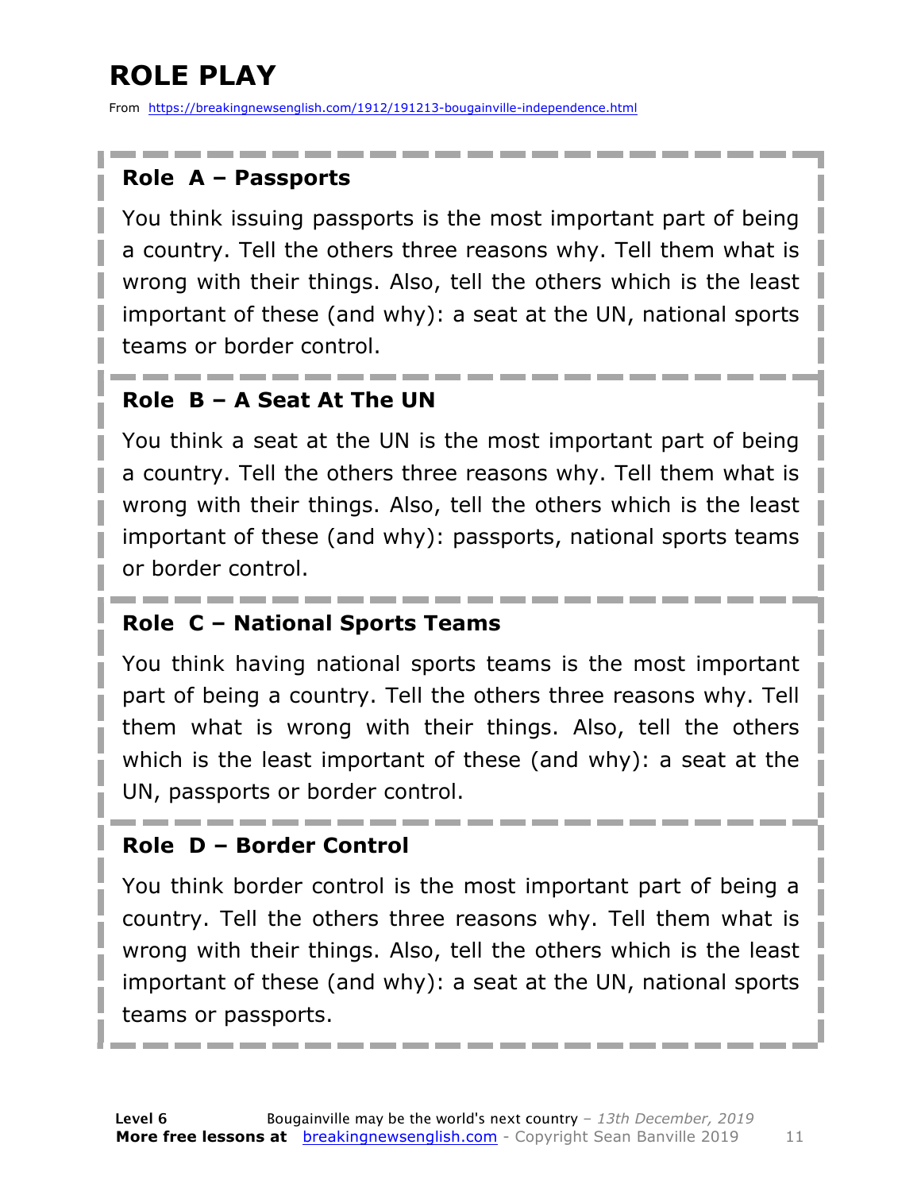# ROLE PLAY

From https://breakingnewsenglish.com/1912/191213-bougainville-independence.html

## Role A – Passports

You think issuing passports is the most important part of being a country. Tell the others three reasons why. Tell them what is wrong with their things. Also, tell the others which is the least important of these (and why): a seat at the UN, national sports teams or border control.

## Role B – A Seat At The UN

You think a seat at the UN is the most important part of being a country. Tell the others three reasons why. Tell them what is wrong with their things. Also, tell the others which is the least important of these (and why): passports, national sports teams or border control.

## Role C – National Sports Teams

You think having national sports teams is the most important part of being a country. Tell the others three reasons why. Tell them what is wrong with their things. Also, tell the others which is the least important of these (and why): a seat at the UN, passports or border control.

## Role D – Border Control

You think border control is the most important part of being a country. Tell the others three reasons why. Tell them what is wrong with their things. Also, tell the others which is the least important of these (and why): a seat at the UN, national sports teams or passports.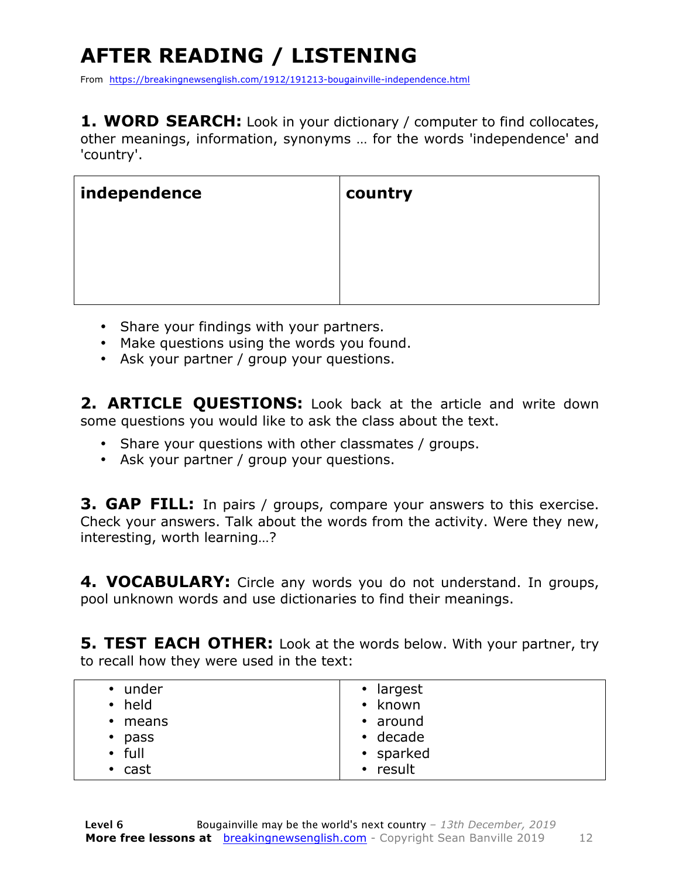# AFTER READING / LISTENING

From https://breakingnewsenglish.com/1912/191213-bougainville-independence.html

**1. WORD SEARCH:** Look in your dictionary / computer to find collocates, other meanings, information, synonyms … for the words 'independence' and 'country'.

| independence | country |
|---|---|
| | |

- Share your findings with your partners.
- Make questions using the words you found.
- Ask your partner / group your questions.

**2. ARTICLE QUESTIONS:** Look back at the article and write down some questions you would like to ask the class about the text.

- Share your questions with other classmates / groups.
- Ask your partner / group your questions.

**3. GAP FILL:** In pairs / groups, compare your answers to this exercise. Check your answers. Talk about the words from the activity. Were they new, interesting, worth learning…?

**4. VOCABULARY:** Circle any words you do not understand. In groups, pool unknown words and use dictionaries to find their meanings.

**5. TEST EACH OTHER:** Look at the words below. With your partner, try to recall how they were used in the text:

| | |
|---|---|
| • under<br>• held<br>• means<br>• pass<br>• full<br>• cast | • largest<br>• known<br>• around<br>• decade<br>• sparked<br>• result |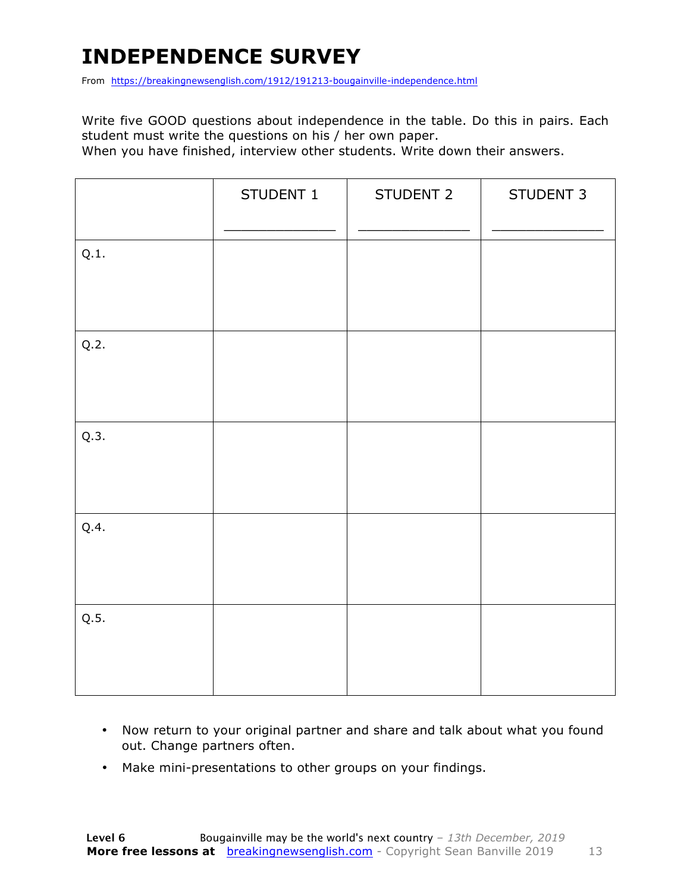# INDEPENDENCE SURVEY

From https://breakingnewsenglish.com/1912/191213-bougainville-independence.html

Write five GOOD questions about independence in the table. Do this in pairs. Each student must write the questions on his / her own paper.
When you have finished, interview other students. Write down their answers.

| | STUDENT 1<br>_____________ | STUDENT 2<br>_____________ | STUDENT 3<br>_____________ |
|---|---|---|---|
| Q.1. | | | |
| Q.2. | | | |
| Q.3. | | | |
| Q.4. | | | |
| Q.5. | | | |

- Now return to your original partner and share and talk about what you found out. Change partners often.
- Make mini-presentations to other groups on your findings.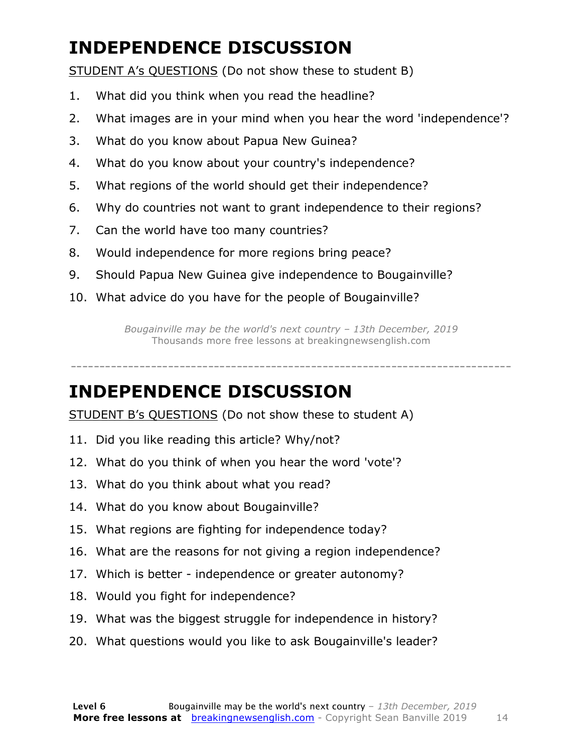# INDEPENDENCE DISCUSSION

STUDENT A's QUESTIONS (Do not show these to student B)

1. What did you think when you read the headline?
2. What images are in your mind when you hear the word 'independence'?
3. What do you know about Papua New Guinea?
4. What do you know about your country's independence?
5. What regions of the world should get their independence?
6. Why do countries not want to grant independence to their regions?
7. Can the world have too many countries?
8. Would independence for more regions bring peace?
9. Should Papua New Guinea give independence to Bougainville?
10. What advice do you have for the people of Bougainville?

*Bougainville may be the world's next country – 13th December, 2019*
Thousands more free lessons at breakingnewsenglish.com

---

# INDEPENDENCE DISCUSSION

STUDENT B's QUESTIONS (Do not show these to student A)

11. Did you like reading this article? Why/not?
12. What do you think of when you hear the word 'vote'?
13. What do you think about what you read?
14. What do you know about Bougainville?
15. What regions are fighting for independence today?
16. What are the reasons for not giving a region independence?
17. Which is better - independence or greater autonomy?
18. Would you fight for independence?
19. What was the biggest struggle for independence in history?
20. What questions would you like to ask Bougainville's leader?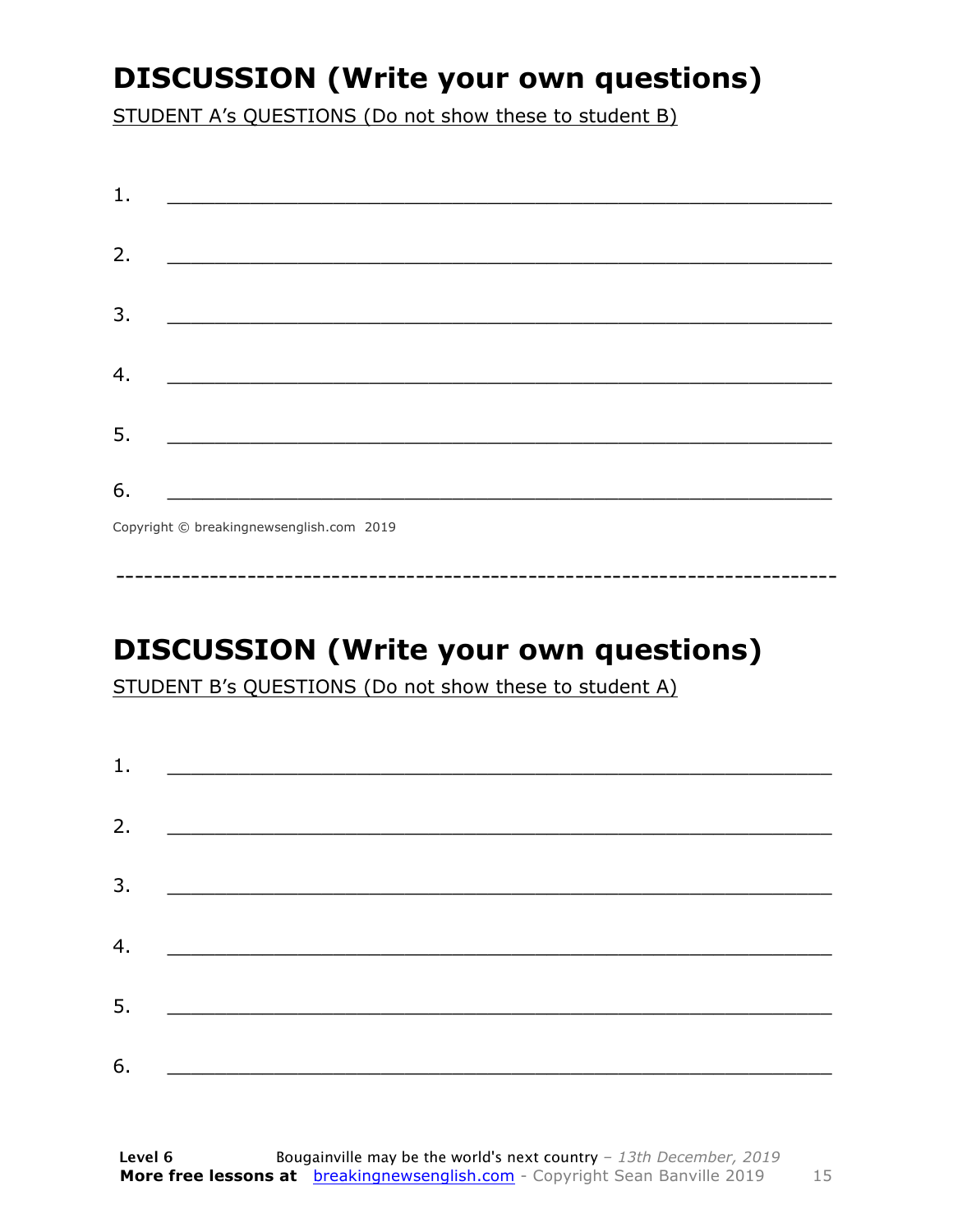# DISCUSSION (Write your own questions)

STUDENT A's QUESTIONS (Do not show these to student B)

1. ___________________________________________________________

2. ___________________________________________________________

3. ___________________________________________________________

4. ___________________________________________________________

5. ___________________________________________________________

6. ___________________________________________________________

Copyright © breakingnewsenglish.com 2019

---

# DISCUSSION (Write your own questions)

STUDENT B's QUESTIONS (Do not show these to student A)

1. ___________________________________________________________

2. ___________________________________________________________

3. ___________________________________________________________

4. ___________________________________________________________

5. ___________________________________________________________

6. ___________________________________________________________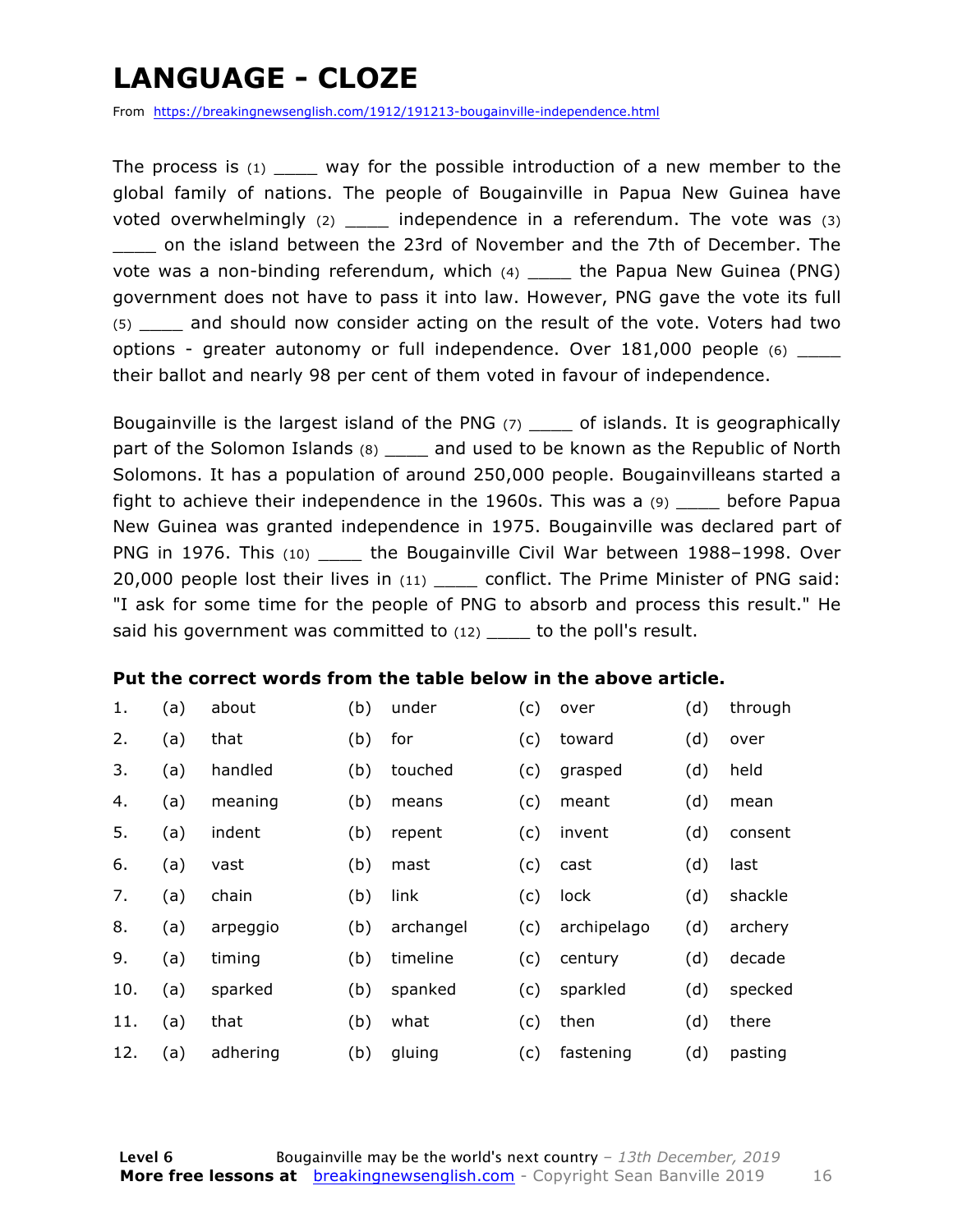# LANGUAGE - CLOZE

From https://breakingnewsenglish.com/1912/191213-bougainville-independence.html

The process is (1) ____ way for the possible introduction of a new member to the global family of nations. The people of Bougainville in Papua New Guinea have voted overwhelmingly (2) ____ independence in a referendum. The vote was (3) ____ on the island between the 23rd of November and the 7th of December. The vote was a non-binding referendum, which (4) ____ the Papua New Guinea (PNG) government does not have to pass it into law. However, PNG gave the vote its full (5) ____ and should now consider acting on the result of the vote. Voters had two options - greater autonomy or full independence. Over 181,000 people (6) ____ their ballot and nearly 98 per cent of them voted in favour of independence.

Bougainville is the largest island of the PNG (7) ____ of islands. It is geographically part of the Solomon Islands (8) ____ and used to be known as the Republic of North Solomons. It has a population of around 250,000 people. Bougainvilleans started a fight to achieve their independence in the 1960s. This was a (9) ____ before Papua New Guinea was granted independence in 1975. Bougainville was declared part of PNG in 1976. This (10) ____ the Bougainville Civil War between 1988–1998. Over 20,000 people lost their lives in (11) ____ conflict. The Prime Minister of PNG said: "I ask for some time for the people of PNG to absorb and process this result." He said his government was committed to (12) ____ to the poll's result.

**Put the correct words from the table below in the above article.**

| | | | | | | | | |
|---|---|---|---|---|---|---|---|---|
| 1. | (a) | about | (b) | under | (c) | over | (d) | through |
| 2. | (a) | that | (b) | for | (c) | toward | (d) | over |
| 3. | (a) | handled | (b) | touched | (c) | grasped | (d) | held |
| 4. | (a) | meaning | (b) | means | (c) | meant | (d) | mean |
| 5. | (a) | indent | (b) | repent | (c) | invent | (d) | consent |
| 6. | (a) | vast | (b) | mast | (c) | cast | (d) | last |
| 7. | (a) | chain | (b) | link | (c) | lock | (d) | shackle |
| 8. | (a) | arpeggio | (b) | archangel | (c) | archipelago | (d) | archery |
| 9. | (a) | timing | (b) | timeline | (c) | century | (d) | decade |
| 10. | (a) | sparked | (b) | spanked | (c) | sparkled | (d) | specked |
| 11. | (a) | that | (b) | what | (c) | then | (d) | there |
| 12. | (a) | adhering | (b) | gluing | (c) | fastening | (d) | pasting |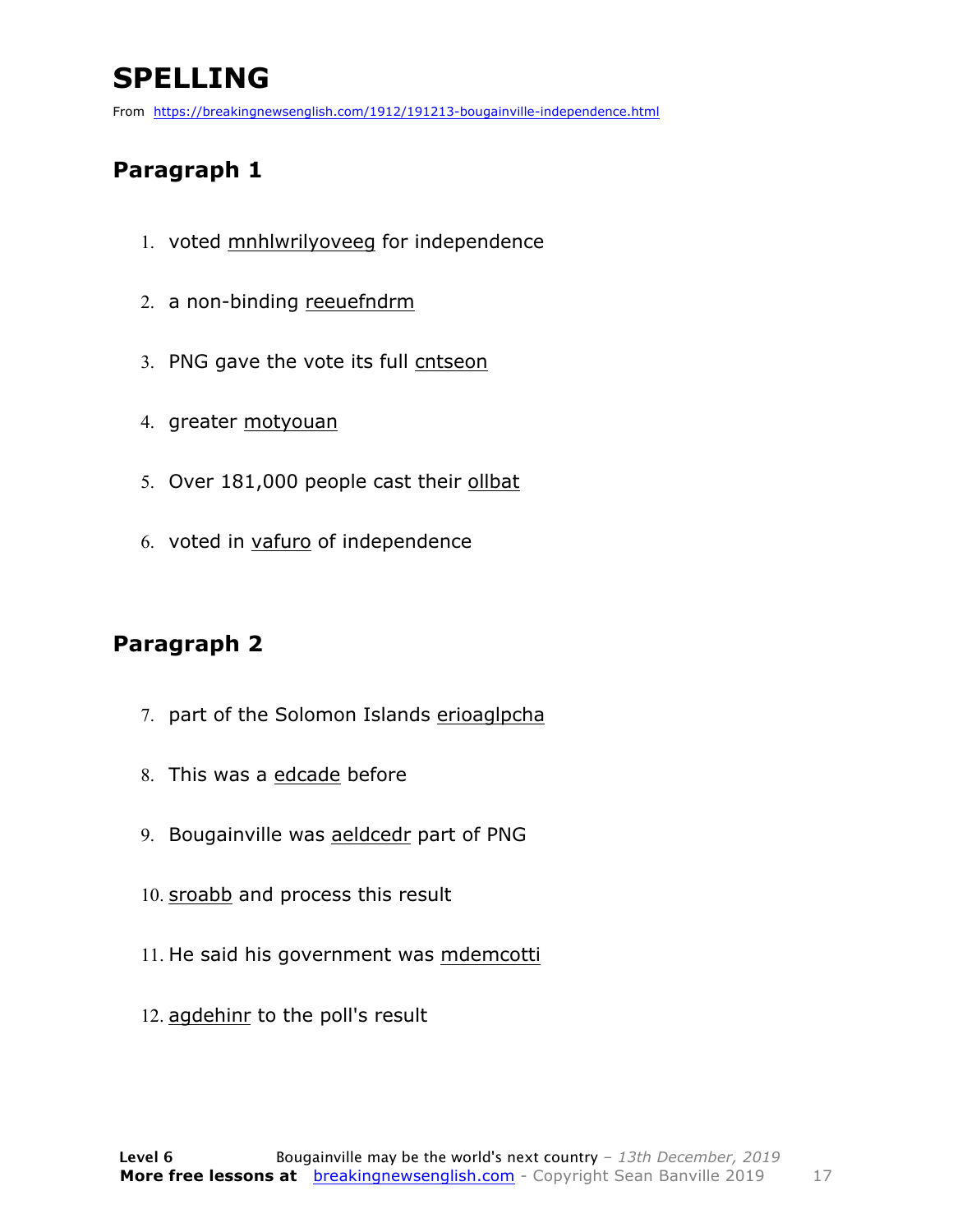# SPELLING

From https://breakingnewsenglish.com/1912/191213-bougainville-independence.html

## Paragraph 1

1. voted mnhlwrilyoveeg for independence
2. a non-binding reeuefndrm
3. PNG gave the vote its full cntseon
4. greater motyouan
5. Over 181,000 people cast their ollbat
6. voted in vafuro of independence

## Paragraph 2

7. part of the Solomon Islands erioaglpcha
8. This was a edcade before
9. Bougainville was aeldcedr part of PNG
10. sroabb and process this result
11. He said his government was mdemcotti
12. agdehinr to the poll's result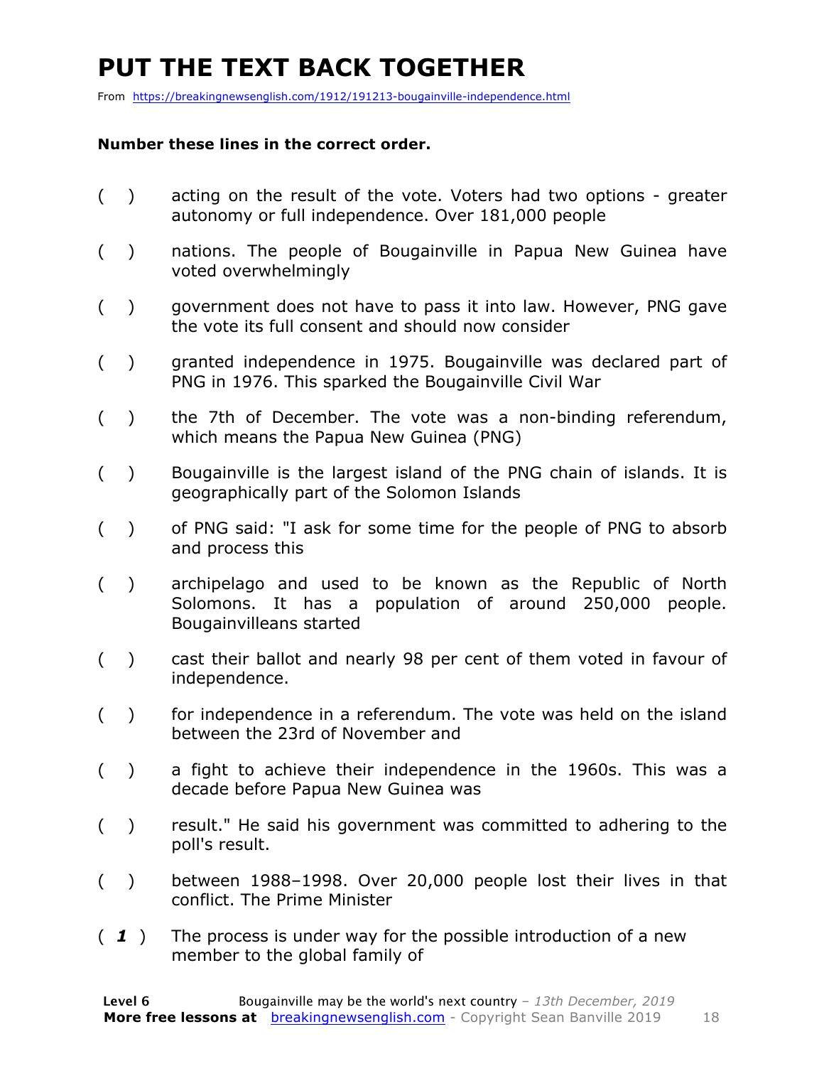# PUT THE TEXT BACK TOGETHER

From https://breakingnewsenglish.com/1912/191213-bougainville-independence.html

**Number these lines in the correct order.**

( ) acting on the result of the vote. Voters had two options - greater autonomy or full independence. Over 181,000 people

( ) nations. The people of Bougainville in Papua New Guinea have voted overwhelmingly

( ) government does not have to pass it into law. However, PNG gave the vote its full consent and should now consider

( ) granted independence in 1975. Bougainville was declared part of PNG in 1976. This sparked the Bougainville Civil War

( ) the 7th of December. The vote was a non-binding referendum, which means the Papua New Guinea (PNG)

( ) Bougainville is the largest island of the PNG chain of islands. It is geographically part of the Solomon Islands

( ) of PNG said: "I ask for some time for the people of PNG to absorb and process this

( ) archipelago and used to be known as the Republic of North Solomons. It has a population of around 250,000 people. Bougainvilleans started

( ) cast their ballot and nearly 98 per cent of them voted in favour of independence.

( ) for independence in a referendum. The vote was held on the island between the 23rd of November and

( ) a fight to achieve their independence in the 1960s. This was a decade before Papua New Guinea was

( ) result." He said his government was committed to adhering to the poll's result.

( ) between 1988–1998. Over 20,000 people lost their lives in that conflict. The Prime Minister

( ***1*** ) The process is under way for the possible introduction of a new member to the global family of

**Level 6** Bougainville may be the world's next country – *13th December, 2019*
**More free lessons at** breakingnewsenglish.com - Copyright Sean Banville 2019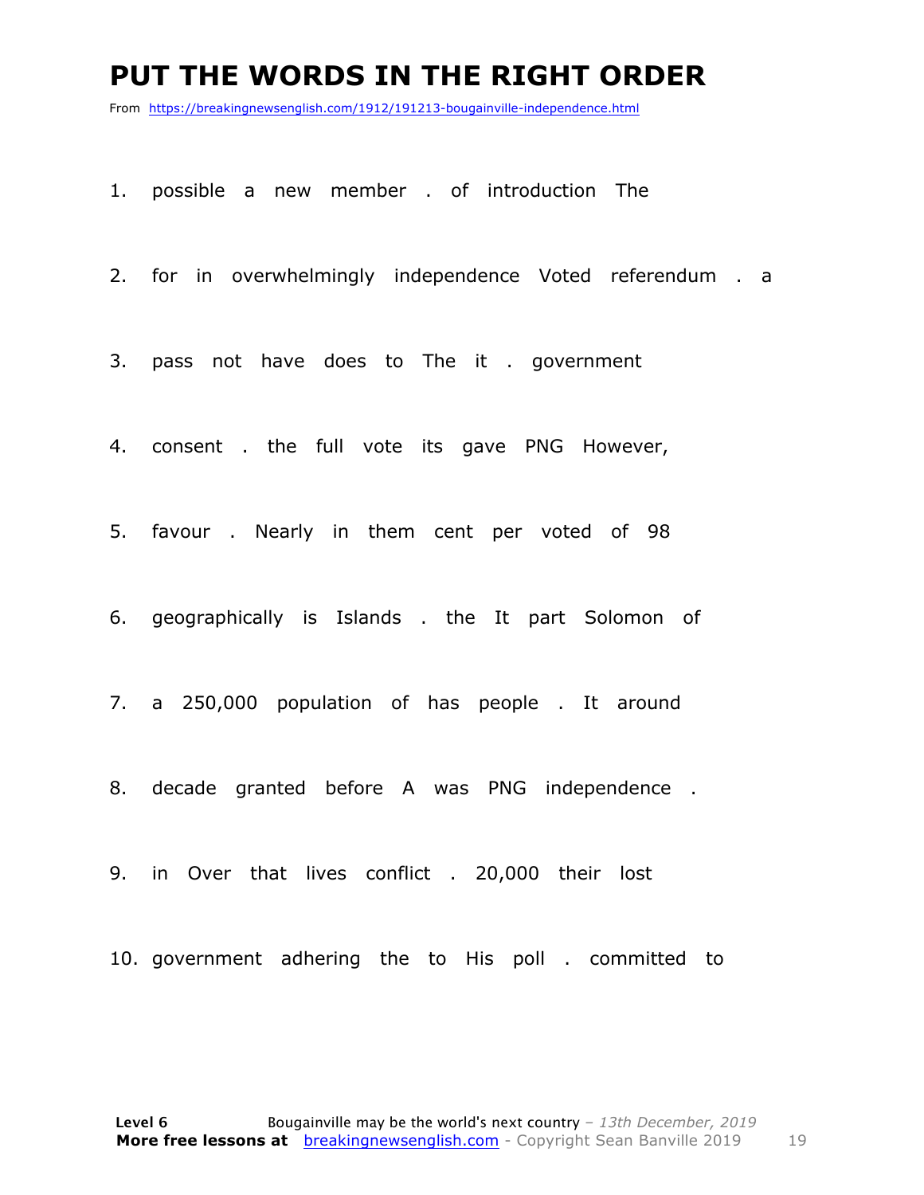# PUT THE WORDS IN THE RIGHT ORDER

From https://breakingnewsenglish.com/1912/191213-bougainville-independence.html

1. possible a new member . of introduction The

2. for in overwhelmingly independence Voted referendum . a

3. pass not have does to The it . government

4. consent . the full vote its gave PNG However,

5. favour . Nearly in them cent per voted of 98

6. geographically is Islands . the It part Solomon of

7. a 250,000 population of has people . It around

8. decade granted before A was PNG independence .

9. in Over that lives conflict . 20,000 their lost

10. government adhering the to His poll . committed to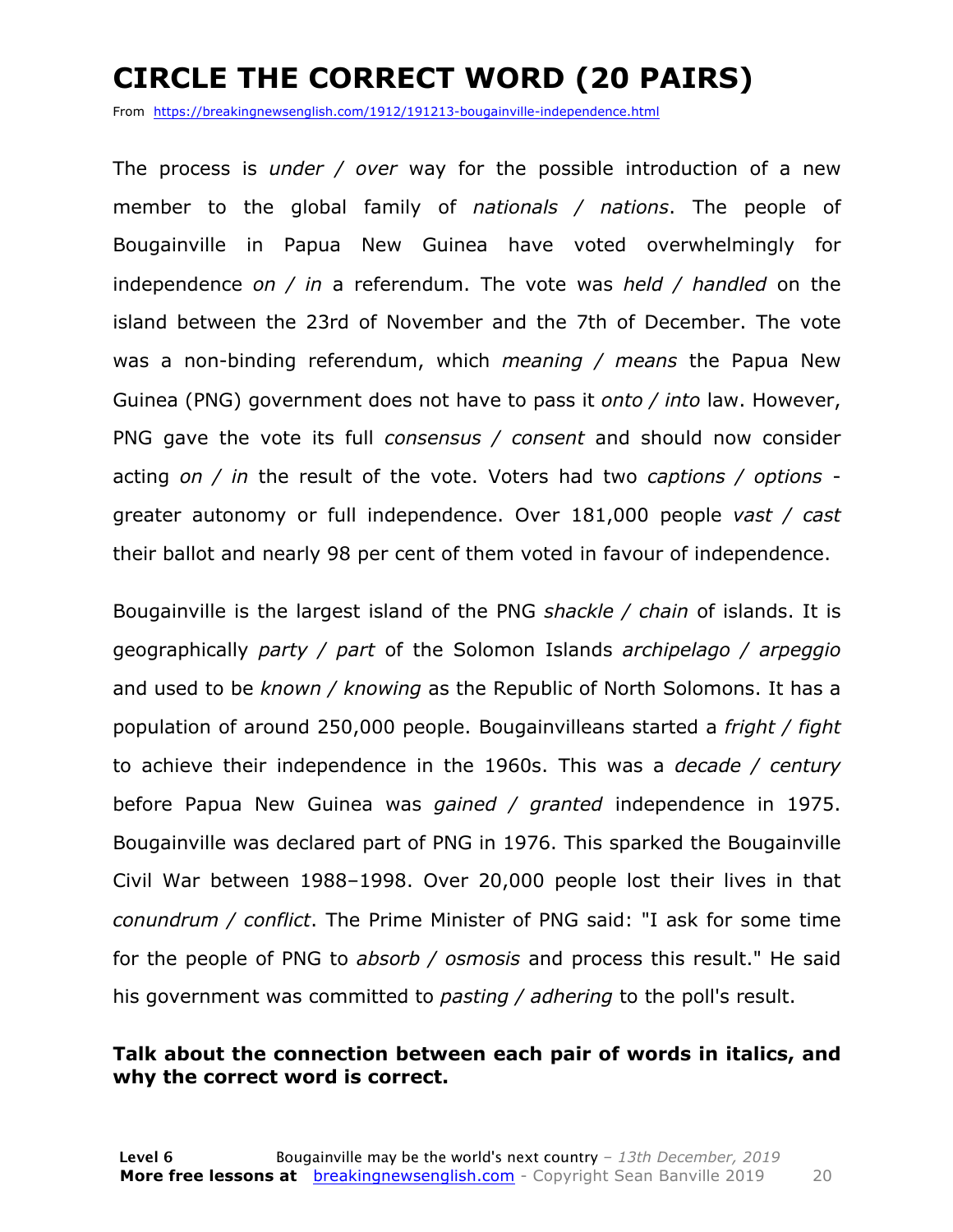# CIRCLE THE CORRECT WORD (20 PAIRS)

From https://breakingnewsenglish.com/1912/191213-bougainville-independence.html

The process is *under / over* way for the possible introduction of a new member to the global family of *nationals / nations*. The people of Bougainville in Papua New Guinea have voted overwhelmingly for independence *on / in* a referendum. The vote was *held / handled* on the island between the 23rd of November and the 7th of December. The vote was a non-binding referendum, which *meaning / means* the Papua New Guinea (PNG) government does not have to pass it *onto / into* law. However, PNG gave the vote its full *consensus / consent* and should now consider acting *on / in* the result of the vote. Voters had two *captions / options* - greater autonomy or full independence. Over 181,000 people *vast / cast* their ballot and nearly 98 per cent of them voted in favour of independence.

Bougainville is the largest island of the PNG *shackle / chain* of islands. It is geographically *party / part* of the Solomon Islands *archipelago / arpeggio* and used to be *known / knowing* as the Republic of North Solomons. It has a population of around 250,000 people. Bougainvilleans started a *fright / fight* to achieve their independence in the 1960s. This was a *decade / century* before Papua New Guinea was *gained / granted* independence in 1975. Bougainville was declared part of PNG in 1976. This sparked the Bougainville Civil War between 1988–1998. Over 20,000 people lost their lives in that *conundrum / conflict*. The Prime Minister of PNG said: "I ask for some time for the people of PNG to *absorb / osmosis* and process this result." He said his government was committed to *pasting / adhering* to the poll's result.

**Talk about the connection between each pair of words in italics, and why the correct word is correct.**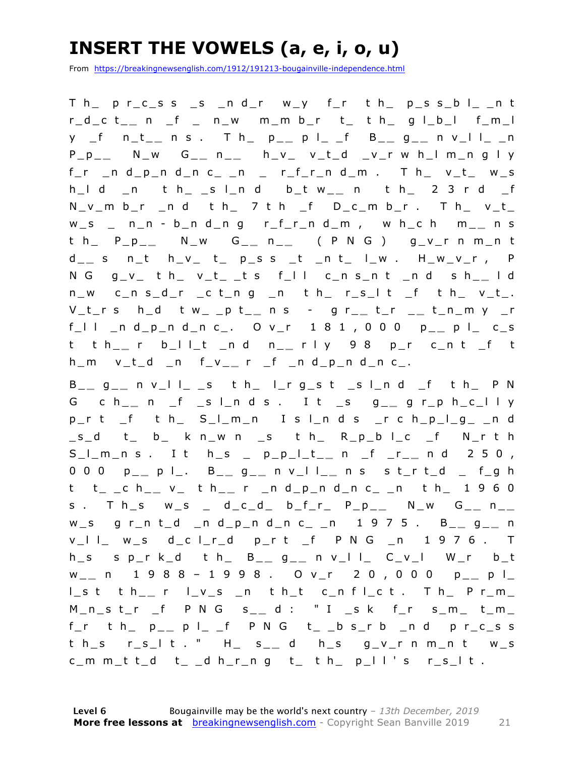# INSERT THE VOWELS (a, e, i, o, u)

From https://breakingnewsenglish.com/1912/191213-bougainville-independence.html

T h_ p r_c_s s _s _n d_r w_y f_r t h_ p_s s_b l_ _n t r_d_c t_ _ n _f _ n_w m_m b_r t_ t h_ g l_b_l f_m_l y _f n_t_ _ n s . T h_ p_ _ p l_ _f B_ _ g_ _ n v_l l_ _n P_p_ _ N_w G_ _ n_ _ h_v_ v_t_d _v_r w h_l m_n g l y f_r _n d_p_n d_n c_ _n _ r_f_r_n d_m . T h_ v_t_ w_s h_l d _n t h_ _s l_n d b_t w_ _ n t h_ 2 3 r d _f N_v_m b_r _n d t h_ 7 t h _f D_c_m b_r . T h_ v_t_ w_s _ n_n - b_n d_n g r_f_r_n d_m , w h_c h m_ _ n s t h_ P_p_ _ N_w G_ _ n_ _ ( P N G ) g_v_r n m_n t d_ _ s n_t h_v_ t_ p_s s _t _n t_ l_w . H_w_v_r , P N G g_v_ t h_ v_t_ _t s f_l l c_n s_n t _n d s h_ _ l d n_w c_n s_d_r _c t_n g _n t h_ r_s_l t _f t h_ v_t_. V_t_r s h_d t w_ _p t_ _ n s - g r_ _ t_r _ _ t_n_m y _r f_l l _n d_p_n d_n c_. O v_r 1 8 1 , 0 0 0 p_ _ p l_ c_s t t h_ _ r b_l l_t _n d n_ _ r l y 9 8 p_r c_n t _f t h_m v_t_d _n f_v_ _ r _f _n d_p_n d_n c_.

B_ _ g_ _ n v_l l_ _s t h_ l_r g_s t _s l_n d _f t h_ P N G c h_ _ n _f _s l_n d s . I t _s g_ _ g r_p h_c_l l y p_r t _f t h_ S_l_m_n I s l_n d s _r c h_p_l_g_ _n d _s_d t_ b_ k n_w n _s t h_ R_p_b l_c _f N_r t h S_l_m_n s . I t h_s _ p_p_l_t_ _ n _f _r_ _ n d 2 5 0 , 0 0 0 p_ _ p l_. B_ _ g_ _ n v_l l_ _ n s s t_r t_d _ f_g h t t_ _c h_ _ v_ t h_ _ r _n d_p_n d_n c_ _n t h_ 1 9 6 0 s . T h_s w_s _ d_c_d_ b_f_r_ P_p_ _ N_w G_ _ n_ _ w_s g r_n t_d _n d_p_n d_n c_ _n 1 9 7 5 . B_ _ g_ _ n v_l l_ w_s d_c l_r_d p_r t _f P N G _n 1 9 7 6 . T h_s s p_r k_d t h_ B_ _ g_ _ n v_l l_ C_v_l W_r b_t w_ _ n 1 9 8 8 – 1 9 9 8 . O v_r 2 0 , 0 0 0 p_ _ p l_ l_s t t h_ _ r l_v_s _n t h_t c_n f l_c t . T h_ P r_m_ M_n_s t_r _f P N G s_ _ d : " I _s k f_r s_m_ t_m_ f_r t h_ p_ _ p l_ _f P N G t_ _b s_r b _n d p r_c_s s t h_s r_s_l t . " H_ s_ _ d h_s g_v_r n m_n t w_s c_m m_t t_d t_ _d h_r_n g t_ t h_ p_l l ' s r_s_l t .

**Level 6** Bougainville may be the world's next country – *13th December, 2019*
**More free lessons at** breakingnewsenglish.com - Copyright Sean Banville 2019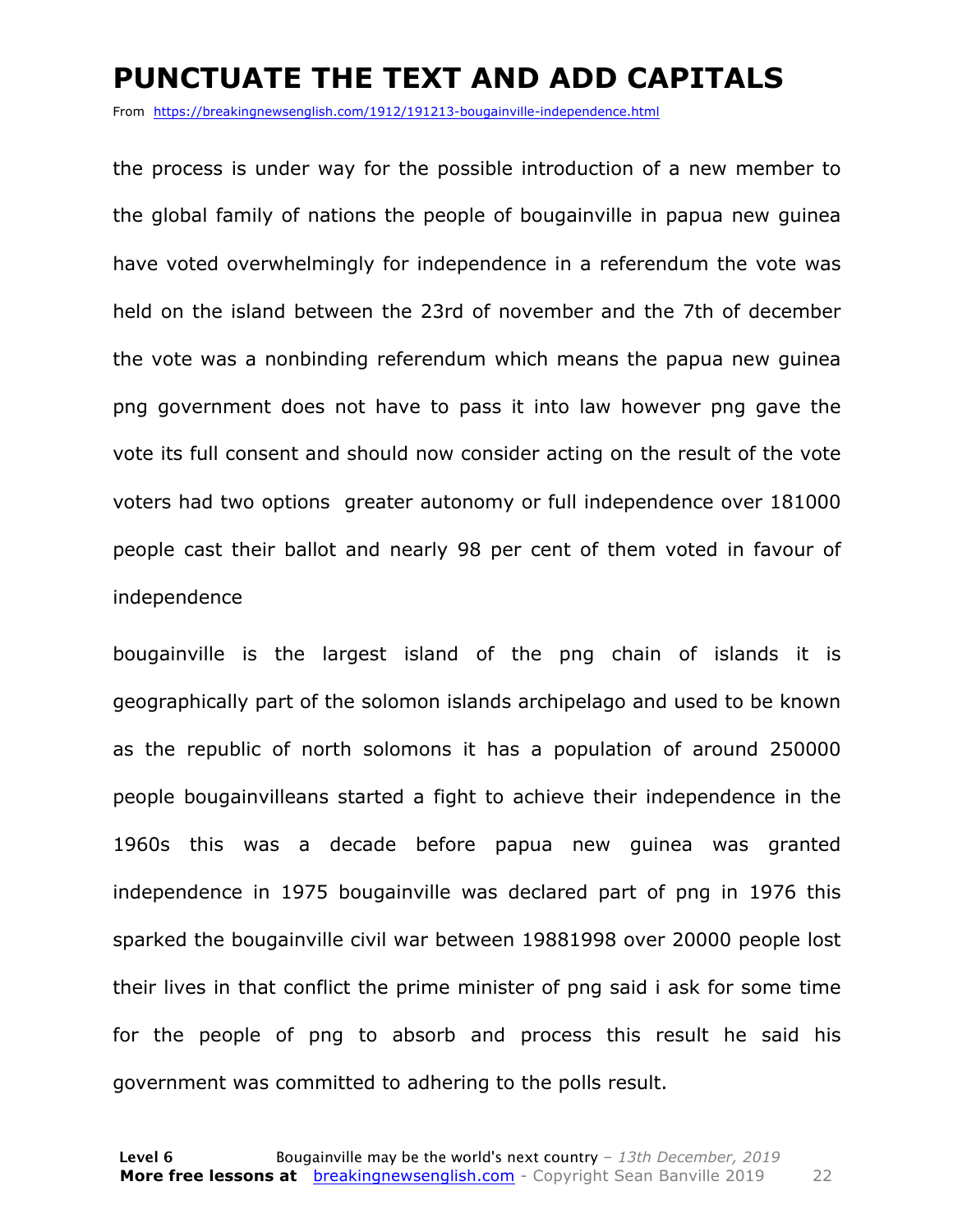# PUNCTUATE THE TEXT AND ADD CAPITALS

From https://breakingnewsenglish.com/1912/191213-bougainville-independence.html

the process is under way for the possible introduction of a new member to the global family of nations the people of bougainville in papua new guinea have voted overwhelmingly for independence in a referendum the vote was held on the island between the 23rd of november and the 7th of december the vote was a nonbinding referendum which means the papua new guinea png government does not have to pass it into law however png gave the vote its full consent and should now consider acting on the result of the vote voters had two options greater autonomy or full independence over 181000 people cast their ballot and nearly 98 per cent of them voted in favour of independence

bougainville is the largest island of the png chain of islands it is geographically part of the solomon islands archipelago and used to be known as the republic of north solomons it has a population of around 250000 people bougainvilleans started a fight to achieve their independence in the 1960s this was a decade before papua new guinea was granted independence in 1975 bougainville was declared part of png in 1976 this sparked the bougainville civil war between 19881998 over 20000 people lost their lives in that conflict the prime minister of png said i ask for some time for the people of png to absorb and process this result he said his government was committed to adhering to the polls result.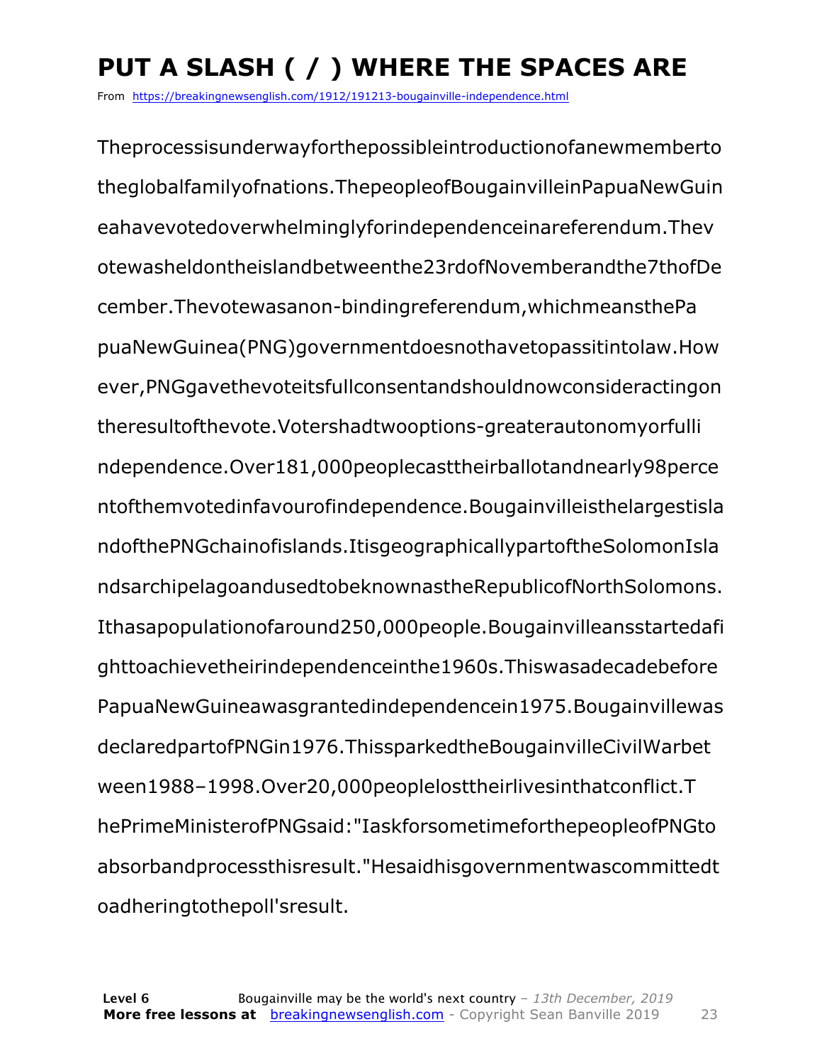# PUT A SLASH ( / ) WHERE THE SPACES ARE

From https://breakingnewsenglish.com/1912/191213-bougainville-independence.html

Theprocessisunderwayforthepossibleintroductionofanewmemberto theglobalfamilyofnations.ThepeopleofBougainvilleinPapuaNewGuin eahavevotedoverwhelminglyforindependenceinareferendum.Thev otewasheldontheislandbetweenthe23rdofNovemberandthe7thofDe cember.Thevotewasanon-bindingreferendum,whichmeansthePa puaNewGuinea(PNG)governmentdoesnothavetopassitintolaw.How ever,PNGgavethevoteitsfullconsentandshouldnowconsideractingon theresultofthevote.Votershadtwooptions-greaterautonomyorfulli ndependence.Over181,000peoplecasttheirballotandnearly98perce ntofthemvotedinfavourofindependence.Bougainvilleisthelargestisla ndofthePNGchainofislands.ItisgeographicallypartoftheSolomonIsla ndsarchipelagoandusedtobeknownastheRepublicofNorthSolomons. Ithasapopulationofaround250,000people.Bougainvilleansstartedafi ghttoachievetheirindependenceinthe1960s.Thiswasadecadebefore PapuaNewGuineawasgrantedindependencein1975.Bougainvillewas declaredpartofPNGin1976.ThissparkedtheBougainvilleCivilWarbet ween1988–1998.Over20,000peoplelosttheirlivesinthatconflict.T hePrimeMinisterofPNGsaid:"IaskforsometimeforthepeopleofPNGto absorbandprocessthisresult."Hesaidhisgovernmentwascommittedt oadheringtothepoll'sresult.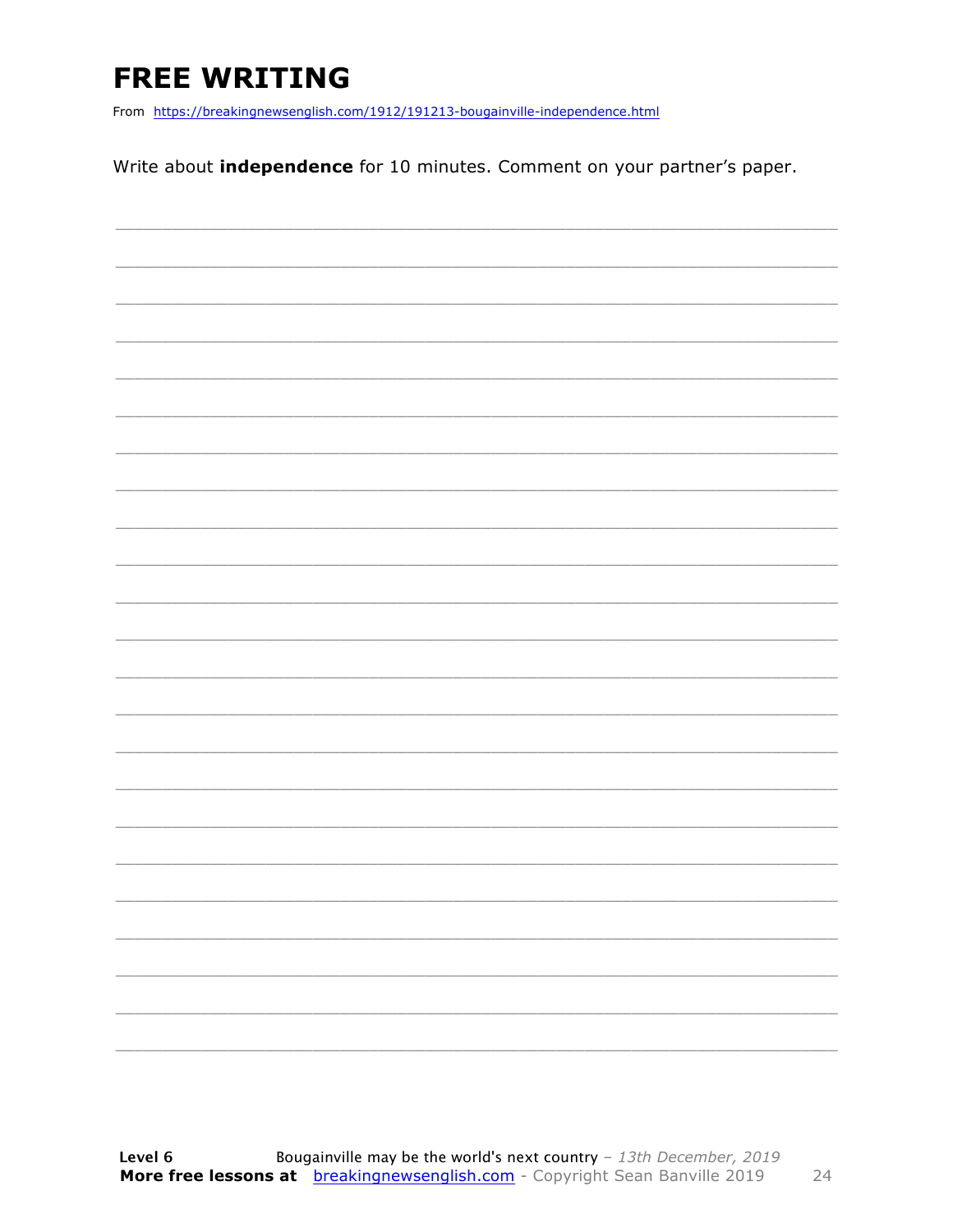# FREE WRITING

From https://breakingnewsenglish.com/1912/191213-bougainville-independence.html

Write about **independence** for 10 minutes. Comment on your partner's paper.

___________________________________________________________________________

___________________________________________________________________________

___________________________________________________________________________

___________________________________________________________________________

___________________________________________________________________________

___________________________________________________________________________

___________________________________________________________________________

___________________________________________________________________________

___________________________________________________________________________

___________________________________________________________________________

___________________________________________________________________________

___________________________________________________________________________

___________________________________________________________________________

___________________________________________________________________________

___________________________________________________________________________

___________________________________________________________________________

___________________________________________________________________________

___________________________________________________________________________

___________________________________________________________________________

___________________________________________________________________________

___________________________________________________________________________

___________________________________________________________________________

___________________________________________________________________________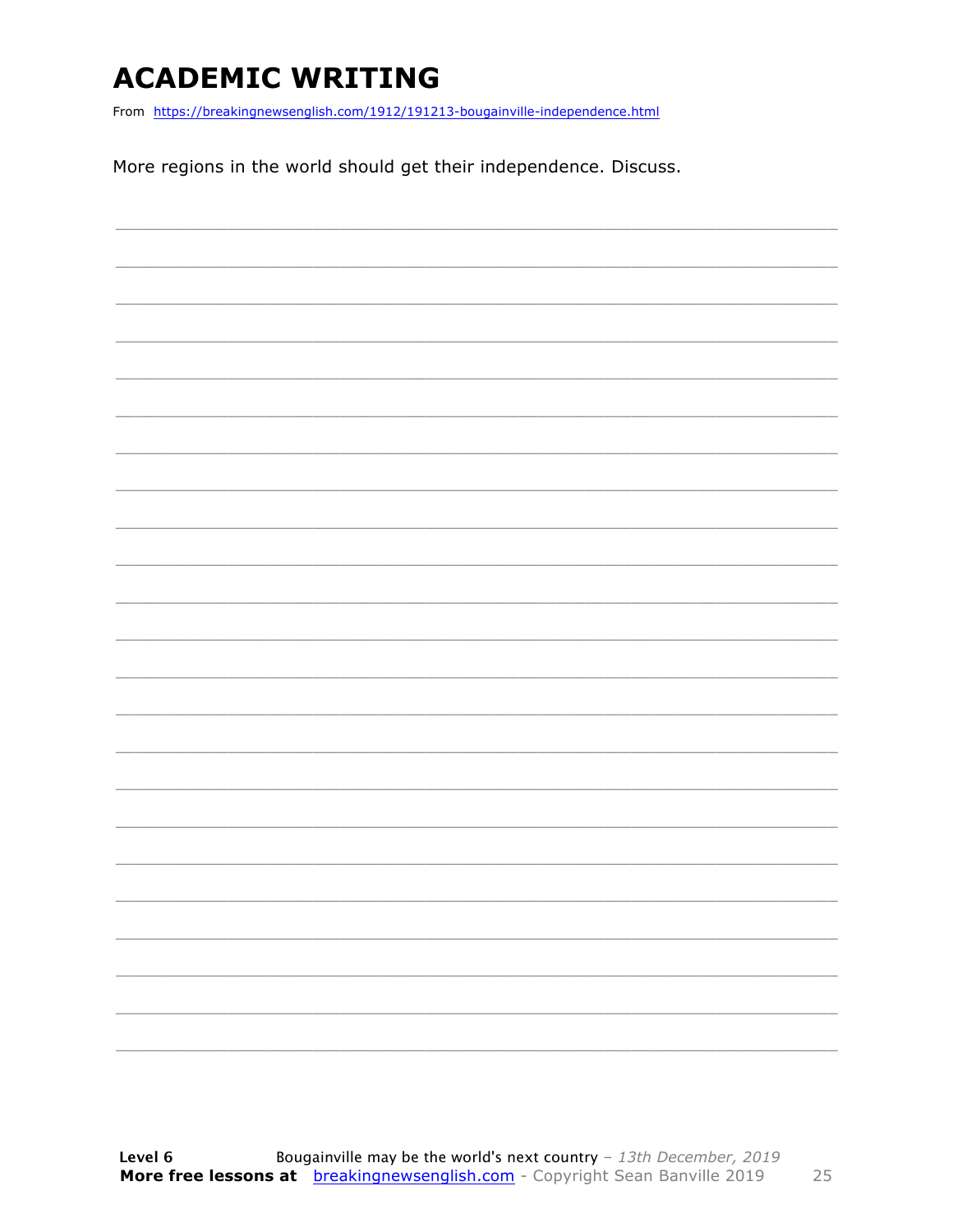# ACADEMIC WRITING

From https://breakingnewsenglish.com/1912/191213-bougainville-independence.html

More regions in the world should get their independence. Discuss.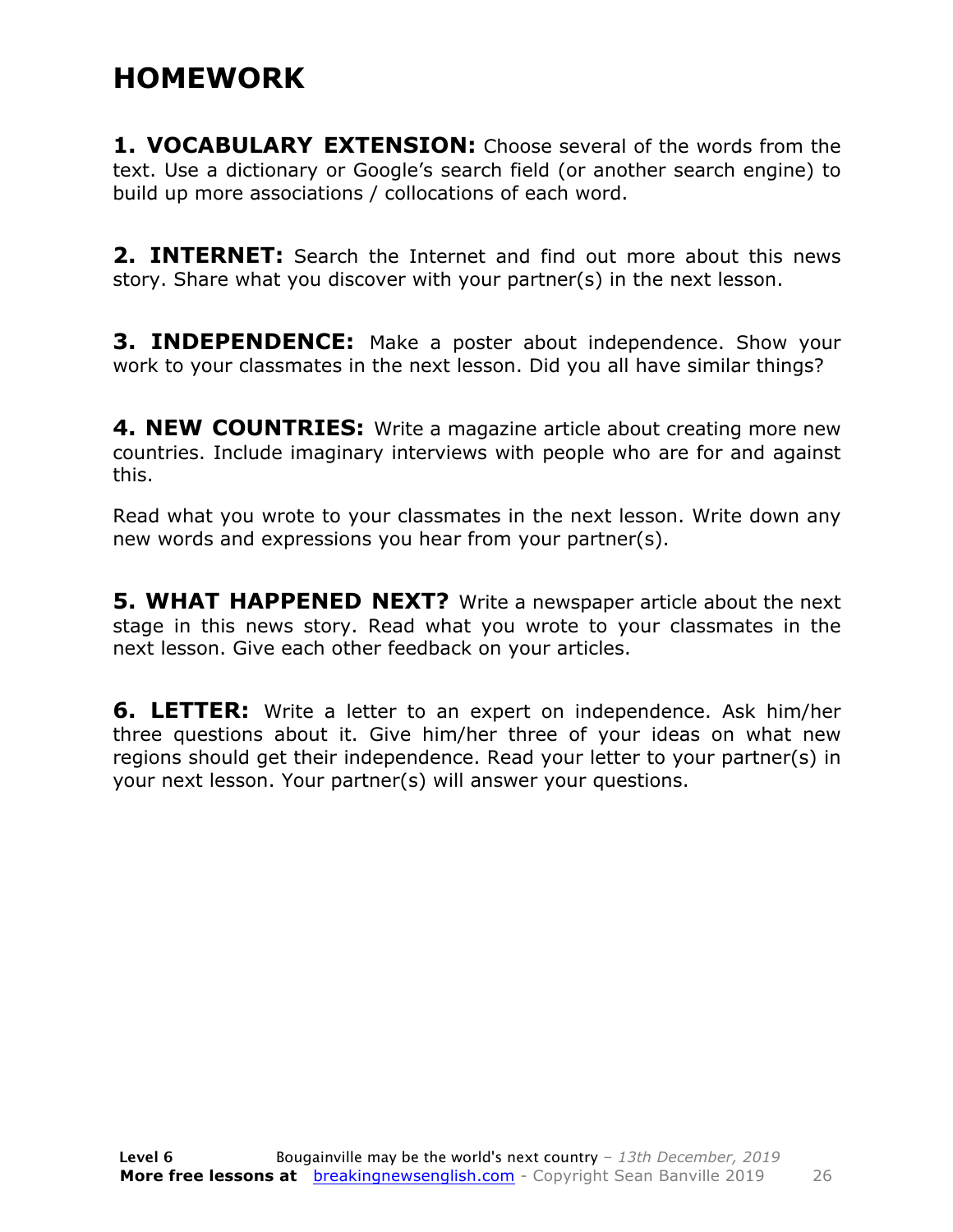# HOMEWORK

**1. VOCABULARY EXTENSION:** Choose several of the words from the text. Use a dictionary or Google's search field (or another search engine) to build up more associations / collocations of each word.

**2. INTERNET:** Search the Internet and find out more about this news story. Share what you discover with your partner(s) in the next lesson.

**3. INDEPENDENCE:** Make a poster about independence. Show your work to your classmates in the next lesson. Did you all have similar things?

**4. NEW COUNTRIES:** Write a magazine article about creating more new countries. Include imaginary interviews with people who are for and against this.

Read what you wrote to your classmates in the next lesson. Write down any new words and expressions you hear from your partner(s).

**5. WHAT HAPPENED NEXT?** Write a newspaper article about the next stage in this news story. Read what you wrote to your classmates in the next lesson. Give each other feedback on your articles.

**6. LETTER:** Write a letter to an expert on independence. Ask him/her three questions about it. Give him/her three of your ideas on what new regions should get their independence. Read your letter to your partner(s) in your next lesson. Your partner(s) will answer your questions.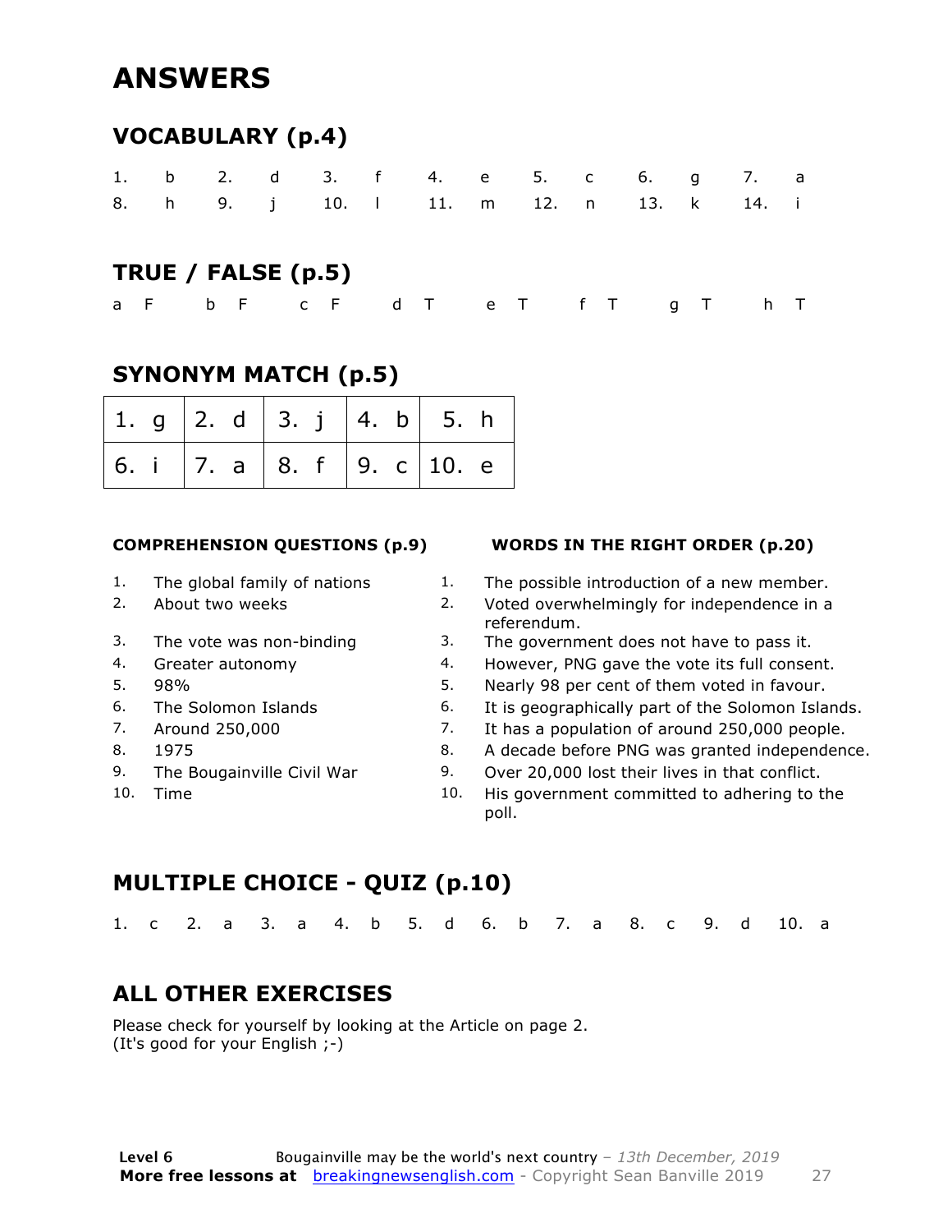# ANSWERS

## VOCABULARY (p.4)

| | | | | | | |
|---|---|---|---|---|---|---|
| 1. b | 2. d | 3. f | 4. e | 5. c | 6. g | 7. a |
| 8. h | 9. j | 10. l | 11. m | 12. n | 13. k | 14. i |

## TRUE / FALSE (p.5)

a F b F c F d T e T f T g T h T

## SYNONYM MATCH (p.5)

| | | | | |
|---|---|---|---|---|
| 1. g | 2. d | 3. j | 4. b | 5. h |
| 6. i | 7. a | 8. f | 9. c | 10. e |

**COMPREHENSION QUESTIONS (p.9)**

1. The global family of nations
2. About two weeks
3. The vote was non-binding
4. Greater autonomy
5. 98%
6. The Solomon Islands
7. Around 250,000
8. 1975
9. The Bougainville Civil War
10. Time

**WORDS IN THE RIGHT ORDER (p.20)**

1. The possible introduction of a new member.
2. Voted overwhelmingly for independence in a referendum.
3. The government does not have to pass it.
4. However, PNG gave the vote its full consent.
5. Nearly 98 per cent of them voted in favour.
6. It is geographically part of the Solomon Islands.
7. It has a population of around 250,000 people.
8. A decade before PNG was granted independence.
9. Over 20,000 lost their lives in that conflict.
10. His government committed to adhering to the poll.

## MULTIPLE CHOICE - QUIZ (p.10)

1. c 2. a 3. a 4. b 5. d 6. b 7. a 8. c 9. d 10. a

## ALL OTHER EXERCISES

Please check for yourself by looking at the Article on page 2.
(It's good for your English ;-)